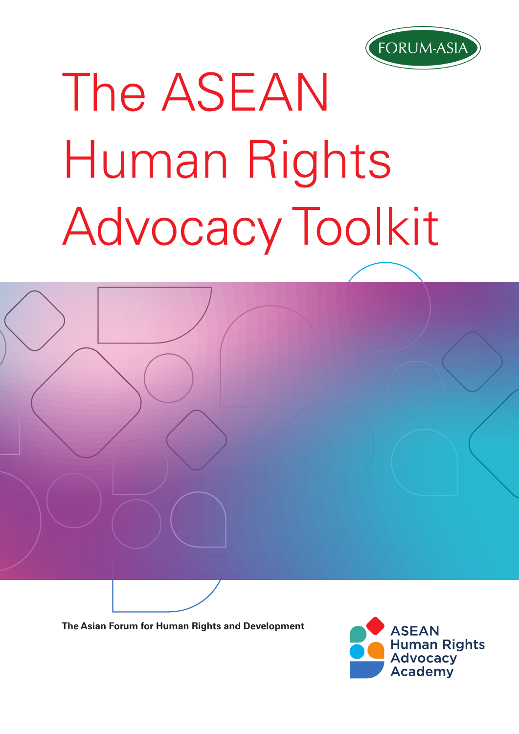FORUM-ASIA

# The ASEAN Human Rights Advocacy Toolkit

**The Asian Forum for Human Rights and Development**

ASEAN Human Rights Advocacy Academy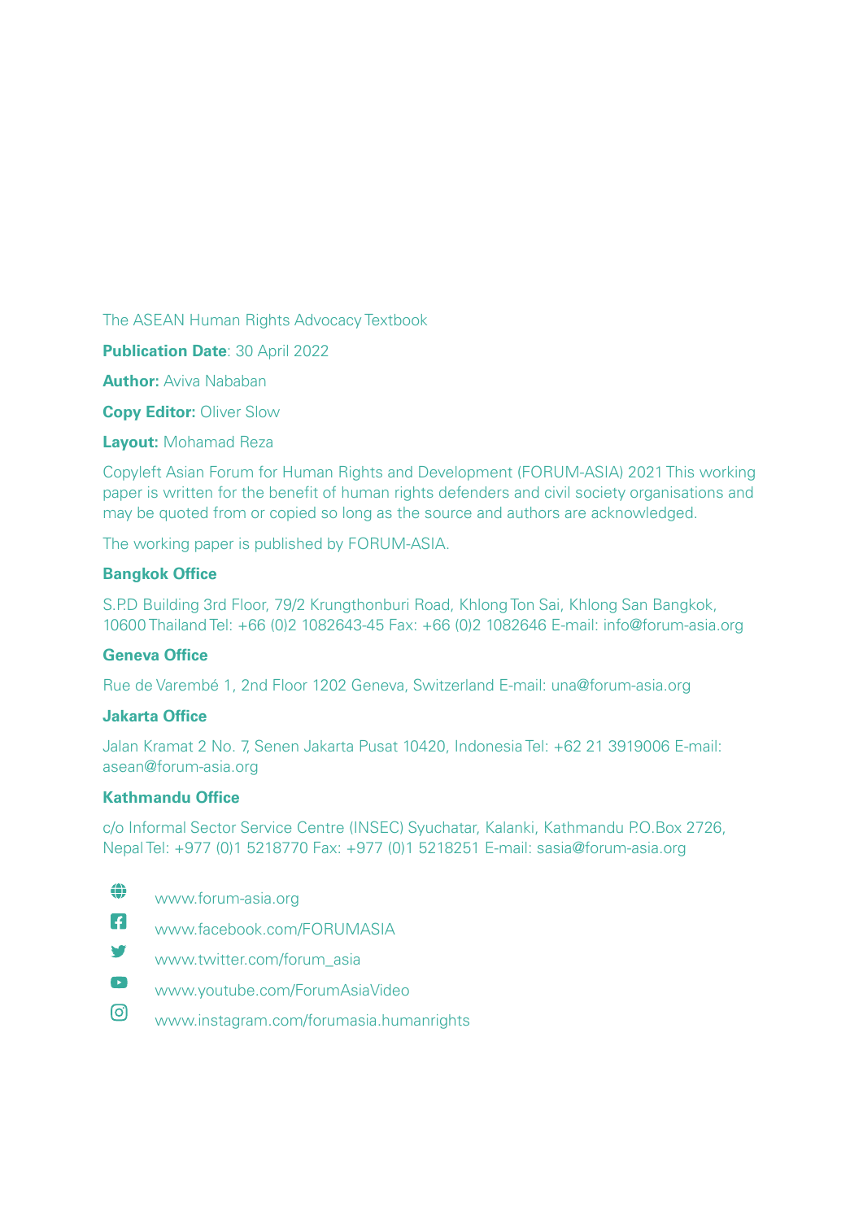The ASEAN Human Rights Advocacy Textbook

**Publication Date**: 30 April 2022

**Author:** Aviva Nababan

**Copy Editor:** Oliver Slow

**Layout:** Mohamad Reza

Copyleft Asian Forum for Human Rights and Development (FORUM-ASIA) 2021 This working paper is written for the benefit of human rights defenders and civil society organisations and may be quoted from or copied so long as the source and authors are acknowledged.

The working paper is published by FORUM-ASIA.

**Bangkok Office**

S.P.D Building 3rd Floor, 79/2 Krungthonburi Road, Khlong Ton Sai, Khlong San Bangkok, 10600 Thailand Tel: +66 (0)2 1082643-45 Fax: +66 (0)2 1082646 E-mail: info@forum-asia.org

**Geneva Office**

Rue de Varembé 1, 2nd Floor 1202 Geneva, Switzerland E-mail: una@forum-asia.org

**Jakarta Office**

Jalan Kramat 2 No. 7, Senen Jakarta Pusat 10420, Indonesia Tel: +62 21 3919006 E-mail: asean@forum-asia.org

**Kathmandu Office**

c/o Informal Sector Service Centre (INSEC) Syuchatar, Kalanki, Kathmandu P.O.Box 2726, Nepal Tel: +977 (0)1 5218770 Fax: +977 (0)1 5218251 E-mail: sasia@forum-asia.org

www.forum-asia.org

www.facebook.com/FORUMASIA

www.twitter.com/forum_asia

www.youtube.com/ForumAsiaVideo

www.instagram.com/forumasia.humanrights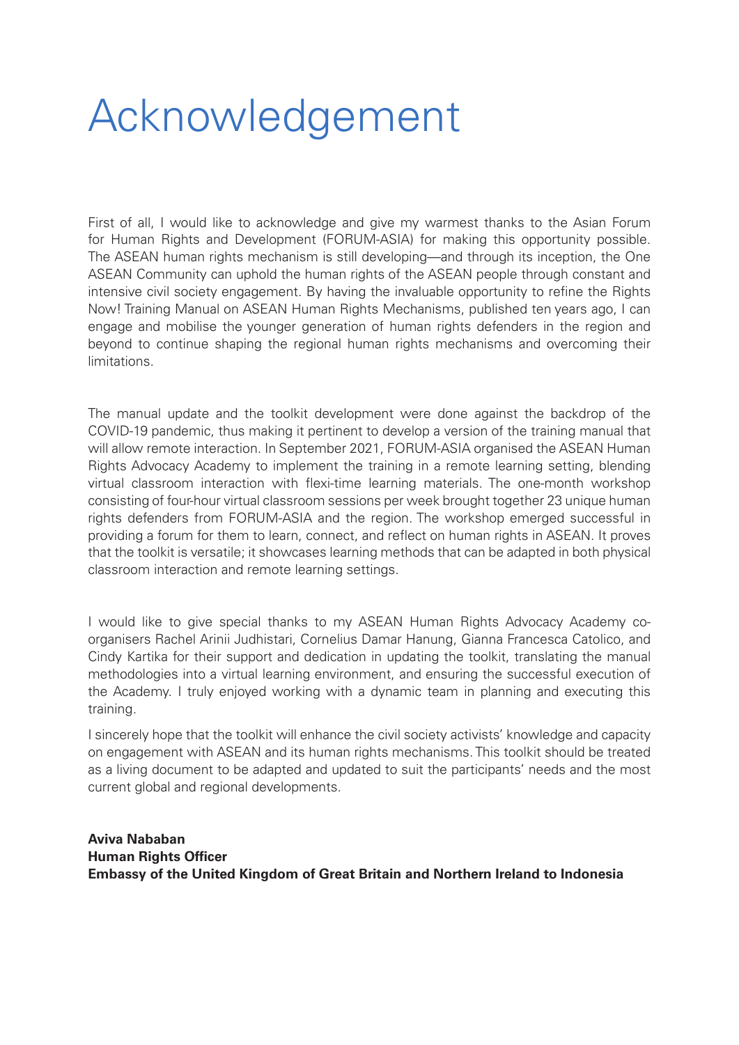# Acknowledgement

First of all, I would like to acknowledge and give my warmest thanks to the Asian Forum for Human Rights and Development (FORUM-ASIA) for making this opportunity possible. The ASEAN human rights mechanism is still developing—and through its inception, the One ASEAN Community can uphold the human rights of the ASEAN people through constant and intensive civil society engagement. By having the invaluable opportunity to refine the Rights Now! Training Manual on ASEAN Human Rights Mechanisms, published ten years ago, I can engage and mobilise the younger generation of human rights defenders in the region and beyond to continue shaping the regional human rights mechanisms and overcoming their limitations.

The manual update and the toolkit development were done against the backdrop of the COVID-19 pandemic, thus making it pertinent to develop a version of the training manual that will allow remote interaction. In September 2021, FORUM-ASIA organised the ASEAN Human Rights Advocacy Academy to implement the training in a remote learning setting, blending virtual classroom interaction with flexi-time learning materials. The one-month workshop consisting of four-hour virtual classroom sessions per week brought together 23 unique human rights defenders from FORUM-ASIA and the region. The workshop emerged successful in providing a forum for them to learn, connect, and reflect on human rights in ASEAN. It proves that the toolkit is versatile; it showcases learning methods that can be adapted in both physical classroom interaction and remote learning settings.

I would like to give special thanks to my ASEAN Human Rights Advocacy Academy co-organisers Rachel Arinii Judhistari, Cornelius Damar Hanung, Gianna Francesca Catolico, and Cindy Kartika for their support and dedication in updating the toolkit, translating the manual methodologies into a virtual learning environment, and ensuring the successful execution of the Academy. I truly enjoyed working with a dynamic team in planning and executing this training.

I sincerely hope that the toolkit will enhance the civil society activists' knowledge and capacity on engagement with ASEAN and its human rights mechanisms. This toolkit should be treated as a living document to be adapted and updated to suit the participants' needs and the most current global and regional developments.

**Aviva Nababan**
**Human Rights Officer**
**Embassy of the United Kingdom of Great Britain and Northern Ireland to Indonesia**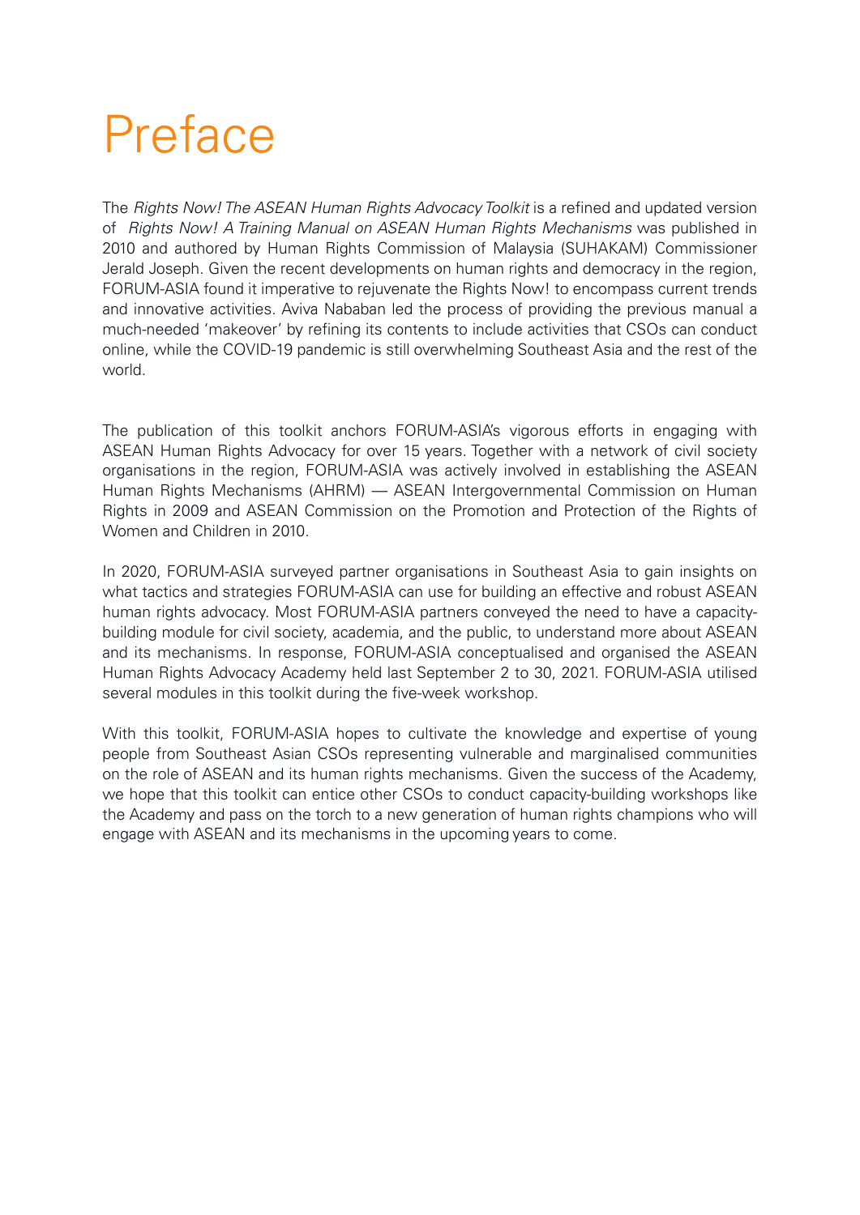# Preface

The *Rights Now! The ASEAN Human Rights Advocacy Toolkit* is a refined and updated version of *Rights Now! A Training Manual on ASEAN Human Rights Mechanisms* was published in 2010 and authored by Human Rights Commission of Malaysia (SUHAKAM) Commissioner Jerald Joseph. Given the recent developments on human rights and democracy in the region, FORUM-ASIA found it imperative to rejuvenate the Rights Now! to encompass current trends and innovative activities. Aviva Nababan led the process of providing the previous manual a much-needed 'makeover' by refining its contents to include activities that CSOs can conduct online, while the COVID-19 pandemic is still overwhelming Southeast Asia and the rest of the world.

The publication of this toolkit anchors FORUM-ASIA's vigorous efforts in engaging with ASEAN Human Rights Advocacy for over 15 years. Together with a network of civil society organisations in the region, FORUM-ASIA was actively involved in establishing the ASEAN Human Rights Mechanisms (AHRM) — ASEAN Intergovernmental Commission on Human Rights in 2009 and ASEAN Commission on the Promotion and Protection of the Rights of Women and Children in 2010.

In 2020, FORUM-ASIA surveyed partner organisations in Southeast Asia to gain insights on what tactics and strategies FORUM-ASIA can use for building an effective and robust ASEAN human rights advocacy. Most FORUM-ASIA partners conveyed the need to have a capacity-building module for civil society, academia, and the public, to understand more about ASEAN and its mechanisms. In response, FORUM-ASIA conceptualised and organised the ASEAN Human Rights Advocacy Academy held last September 2 to 30, 2021. FORUM-ASIA utilised several modules in this toolkit during the five-week workshop.

With this toolkit, FORUM-ASIA hopes to cultivate the knowledge and expertise of young people from Southeast Asian CSOs representing vulnerable and marginalised communities on the role of ASEAN and its human rights mechanisms. Given the success of the Academy, we hope that this toolkit can entice other CSOs to conduct capacity-building workshops like the Academy and pass on the torch to a new generation of human rights champions who will engage with ASEAN and its mechanisms in the upcoming years to come.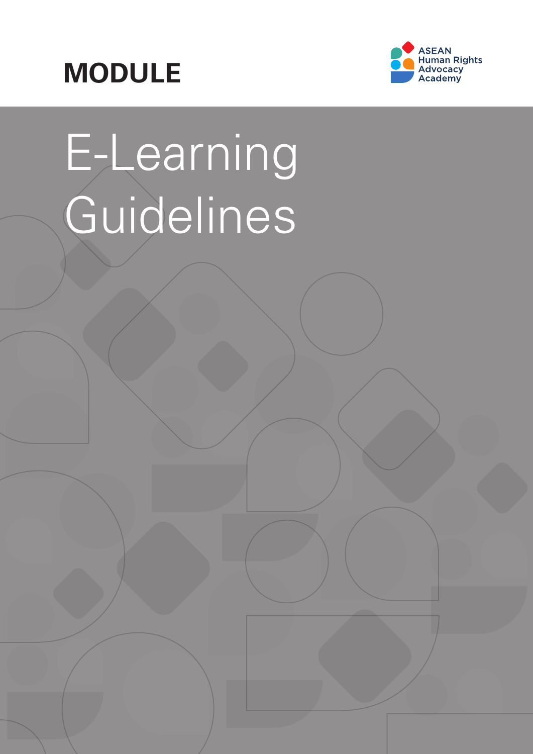MODULE

ASEAN Human Rights Advocacy Academy

# E-Learning Guidelines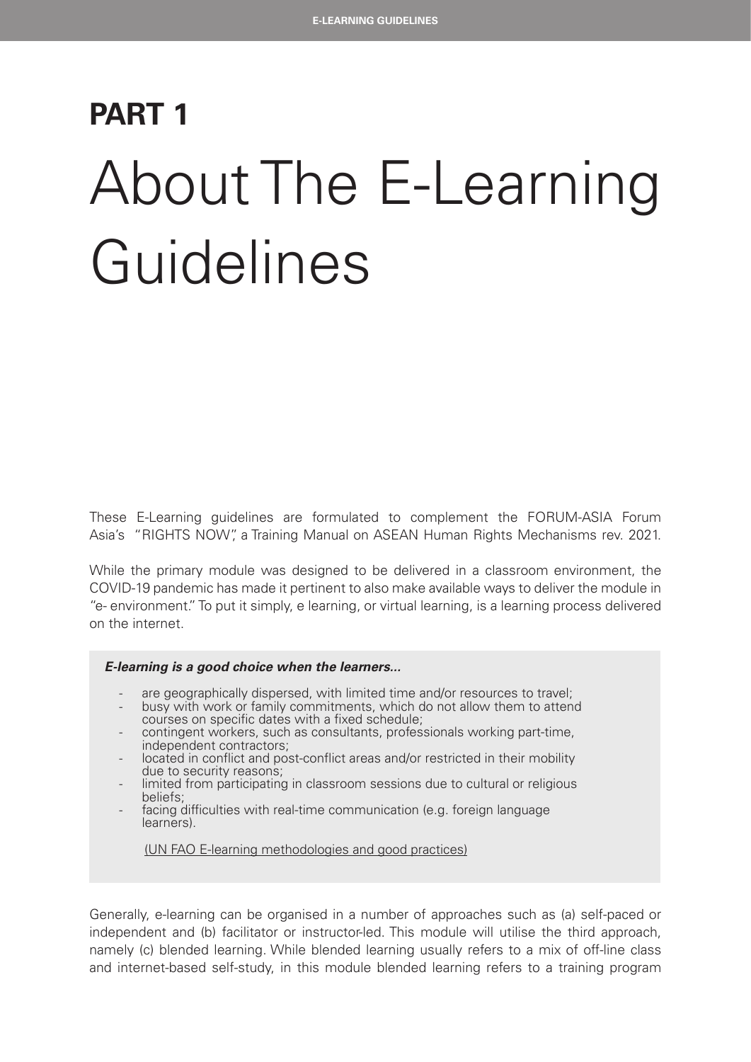# PART 1

# About The E-Learning Guidelines

These E-Learning guidelines are formulated to complement the FORUM-ASIA Forum Asia's "RIGHTS NOW", a Training Manual on ASEAN Human Rights Mechanisms rev. 2021.

While the primary module was designed to be delivered in a classroom environment, the COVID-19 pandemic has made it pertinent to also make available ways to deliver the module in "e- environment." To put it simply, e learning, or virtual learning, is a learning process delivered on the internet.

***E-learning is a good choice when the learners...***

- are geographically dispersed, with limited time and/or resources to travel;
- busy with work or family commitments, which do not allow them to attend courses on specific dates with a fixed schedule;
- contingent workers, such as consultants, professionals working part-time, independent contractors;
- located in conflict and post-conflict areas and/or restricted in their mobility due to security reasons;
- limited from participating in classroom sessions due to cultural or religious beliefs;
- facing difficulties with real-time communication (e.g. foreign language learners).

(UN FAO E-learning methodologies and good practices)

Generally, e-learning can be organised in a number of approaches such as (a) self-paced or independent and (b) facilitator or instructor-led. This module will utilise the third approach, namely (c) blended learning. While blended learning usually refers to a mix of off-line class and internet-based self-study, in this module blended learning refers to a training program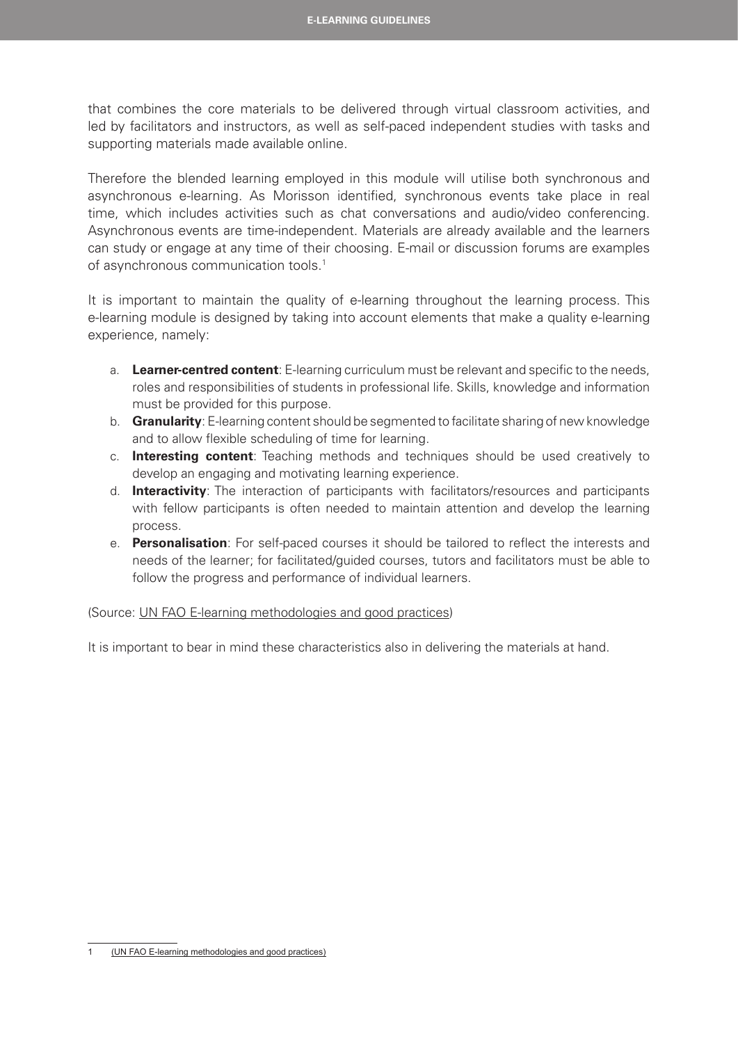that combines the core materials to be delivered through virtual classroom activities, and led by facilitators and instructors, as well as self-paced independent studies with tasks and supporting materials made available online.

Therefore the blended learning employed in this module will utilise both synchronous and asynchronous e-learning. As Morisson identified, synchronous events take place in real time, which includes activities such as chat conversations and audio/video conferencing. Asynchronous events are time-independent. Materials are already available and the learners can study or engage at any time of their choosing. E-mail or discussion forums are examples of asynchronous communication tools.[1]

It is important to maintain the quality of e-learning throughout the learning process. This e-learning module is designed by taking into account elements that make a quality e-learning experience, namely:

a. **Learner-centred content**: E-learning curriculum must be relevant and specific to the needs, roles and responsibilities of students in professional life. Skills, knowledge and information must be provided for this purpose.
b. **Granularity**: E-learning content should be segmented to facilitate sharing of new knowledge and to allow flexible scheduling of time for learning.
c. **Interesting content**: Teaching methods and techniques should be used creatively to develop an engaging and motivating learning experience.
d. **Interactivity**: The interaction of participants with facilitators/resources and participants with fellow participants is often needed to maintain attention and develop the learning process.
e. **Personalisation**: For self-paced courses it should be tailored to reflect the interests and needs of the learner; for facilitated/guided courses, tutors and facilitators must be able to follow the progress and performance of individual learners.

(Source: UN FAO E-learning methodologies and good practices)

It is important to bear in mind these characteristics also in delivering the materials at hand.

1 (UN FAO E-learning methodologies and good practices)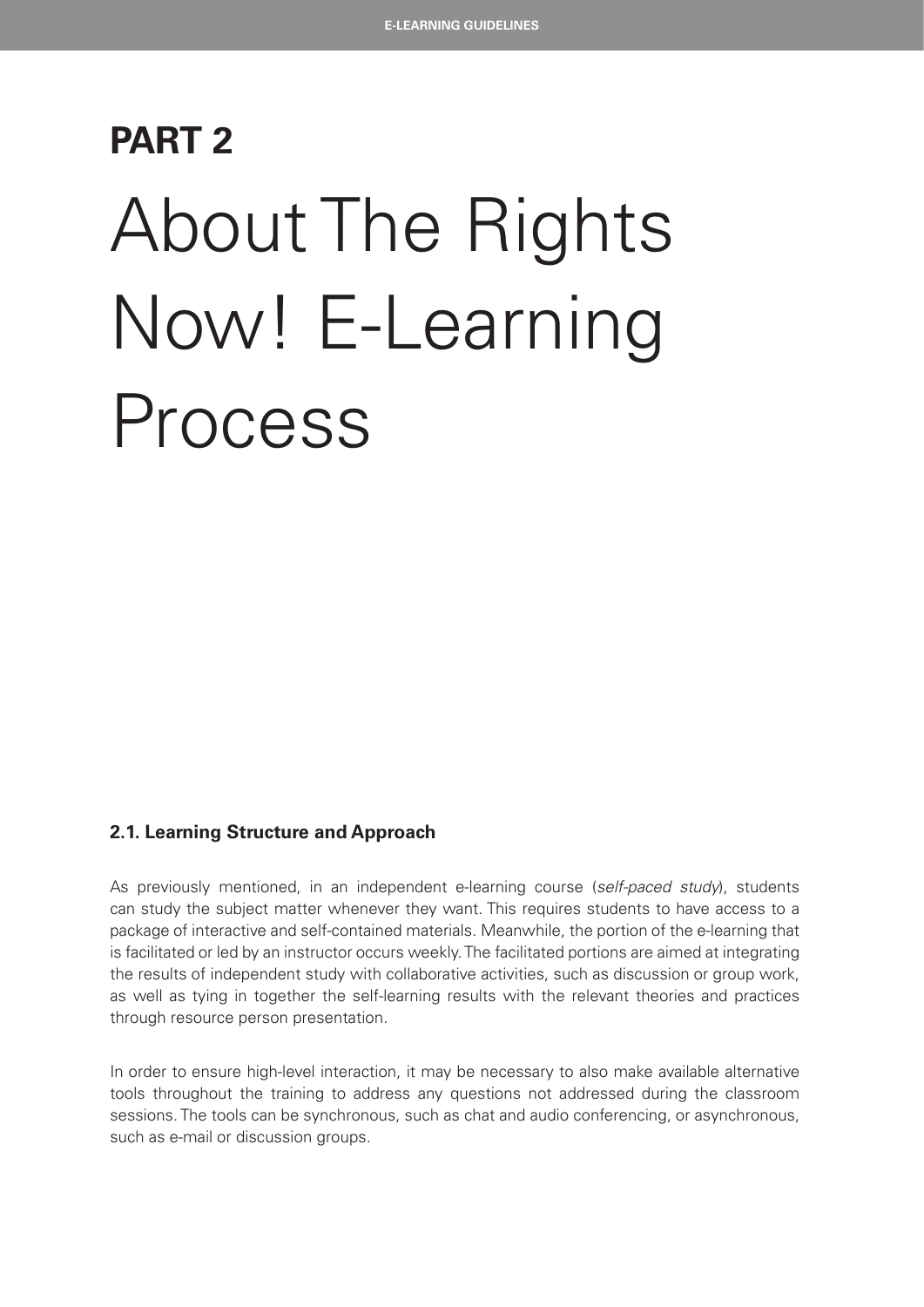# PART 2

# About The Rights Now! E-Learning Process

## 2.1. Learning Structure and Approach

As previously mentioned, in an independent e-learning course (*self-paced study*), students can study the subject matter whenever they want. This requires students to have access to a package of interactive and self-contained materials. Meanwhile, the portion of the e-learning that is facilitated or led by an instructor occurs weekly. The facilitated portions are aimed at integrating the results of independent study with collaborative activities, such as discussion or group work, as well as tying in together the self-learning results with the relevant theories and practices through resource person presentation.

In order to ensure high-level interaction, it may be necessary to also make available alternative tools throughout the training to address any questions not addressed during the classroom sessions. The tools can be synchronous, such as chat and audio conferencing, or asynchronous, such as e-mail or discussion groups.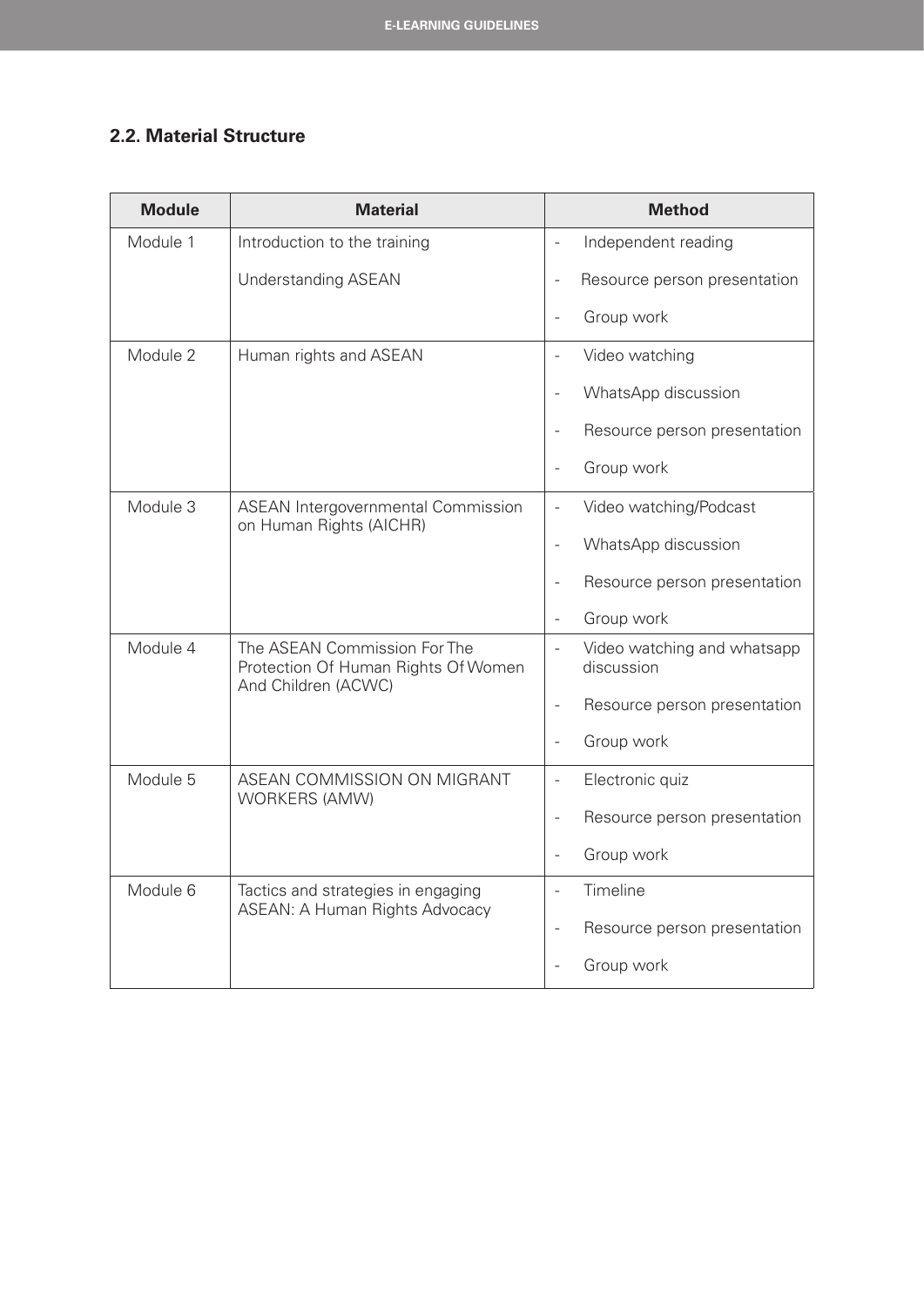## 2.2. Material Structure

| Module | Material | Method |
|---|---|---|
| Module 1 | Introduction to the training<br><br>Understanding ASEAN | - Independent reading<br>- Resource person presentation<br>- Group work |
| Module 2 | Human rights and ASEAN | - Video watching<br>- WhatsApp discussion<br>- Resource person presentation<br>- Group work |
| Module 3 | ASEAN Intergovernmental Commission on Human Rights (AICHR) | - Video watching/Podcast<br>- WhatsApp discussion<br>- Resource person presentation<br>- Group work |
| Module 4 | The ASEAN Commission For The Protection Of Human Rights Of Women And Children (ACWC) | - Video watching and whatsapp discussion<br>- Resource person presentation<br>- Group work |
| Module 5 | ASEAN COMMISSION ON MIGRANT WORKERS (AMW) | - Electronic quiz<br>- Resource person presentation<br>- Group work |
| Module 6 | Tactics and strategies in engaging ASEAN: A Human Rights Advocacy | - Timeline<br>- Resource person presentation<br>- Group work |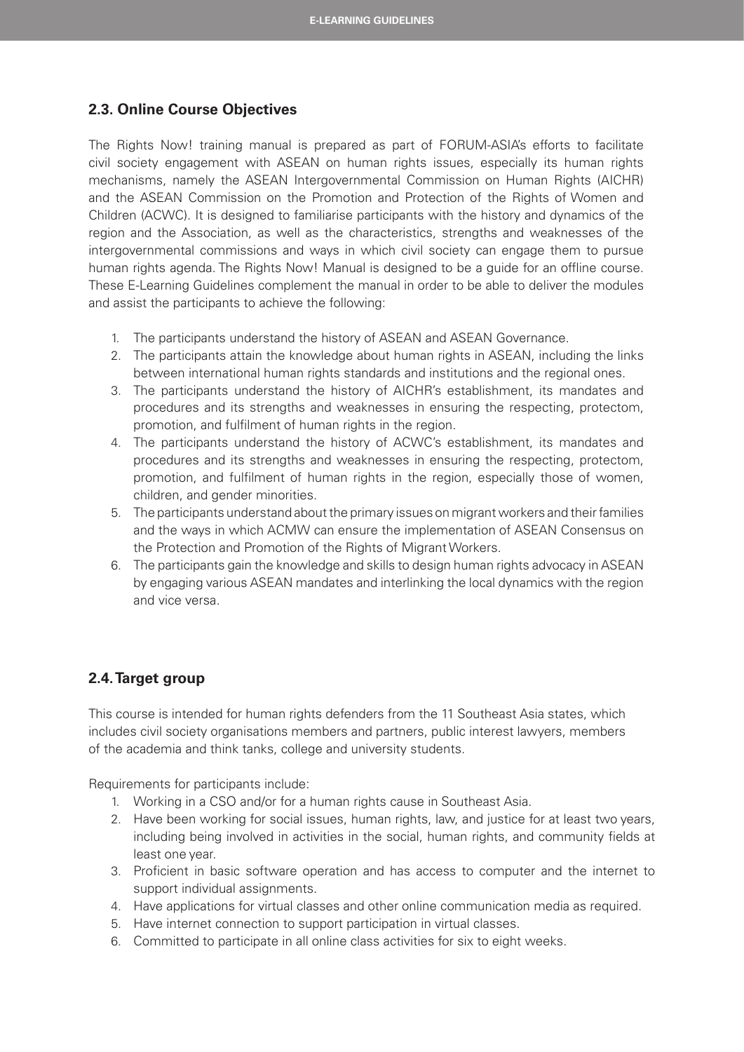## 2.3. Online Course Objectives

The Rights Now! training manual is prepared as part of FORUM-ASIA's efforts to facilitate civil society engagement with ASEAN on human rights issues, especially its human rights mechanisms, namely the ASEAN Intergovernmental Commission on Human Rights (AICHR) and the ASEAN Commission on the Promotion and Protection of the Rights of Women and Children (ACWC). It is designed to familiarise participants with the history and dynamics of the region and the Association, as well as the characteristics, strengths and weaknesses of the intergovernmental commissions and ways in which civil society can engage them to pursue human rights agenda. The Rights Now! Manual is designed to be a guide for an offline course. These E-Learning Guidelines complement the manual in order to be able to deliver the modules and assist the participants to achieve the following:

1. The participants understand the history of ASEAN and ASEAN Governance.
2. The participants attain the knowledge about human rights in ASEAN, including the links between international human rights standards and institutions and the regional ones.
3. The participants understand the history of AICHR's establishment, its mandates and procedures and its strengths and weaknesses in ensuring the respecting, protectom, promotion, and fulfilment of human rights in the region.
4. The participants understand the history of ACWC's establishment, its mandates and procedures and its strengths and weaknesses in ensuring the respecting, protectom, promotion, and fulfilment of human rights in the region, especially those of women, children, and gender minorities.
5. The participants understand about the primary issues on migrant workers and their families and the ways in which ACMW can ensure the implementation of ASEAN Consensus on the Protection and Promotion of the Rights of Migrant Workers.
6. The participants gain the knowledge and skills to design human rights advocacy in ASEAN by engaging various ASEAN mandates and interlinking the local dynamics with the region and vice versa.

## 2.4. Target group

This course is intended for human rights defenders from the 11 Southeast Asia states, which includes civil society organisations members and partners, public interest lawyers, members of the academia and think tanks, college and university students.

Requirements for participants include:

1. Working in a CSO and/or for a human rights cause in Southeast Asia.
2. Have been working for social issues, human rights, law, and justice for at least two years, including being involved in activities in the social, human rights, and community fields at least one year.
3. Proficient in basic software operation and has access to computer and the internet to support individual assignments.
4. Have applications for virtual classes and other online communication media as required.
5. Have internet connection to support participation in virtual classes.
6. Committed to participate in all online class activities for six to eight weeks.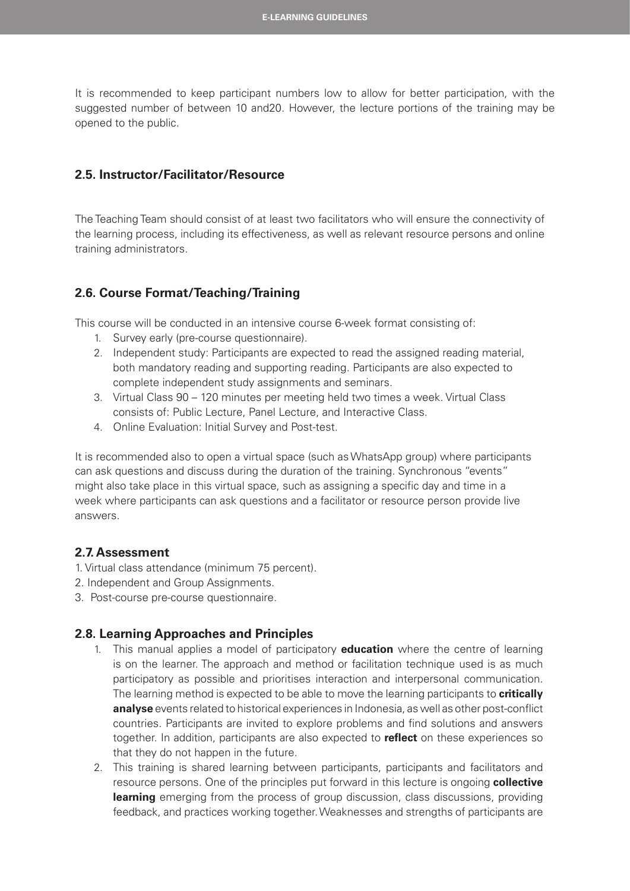It is recommended to keep participant numbers low to allow for better participation, with the suggested number of between 10 and20. However, the lecture portions of the training may be opened to the public.

## 2.5. Instructor/Facilitator/Resource

The Teaching Team should consist of at least two facilitators who will ensure the connectivity of the learning process, including its effectiveness, as well as relevant resource persons and online training administrators.

## 2.6. Course Format/Teaching/Training

This course will be conducted in an intensive course 6-week format consisting of:

1. Survey early (pre-course questionnaire).
2. Independent study: Participants are expected to read the assigned reading material, both mandatory reading and supporting reading. Participants are also expected to complete independent study assignments and seminars.
3. Virtual Class 90 – 120 minutes per meeting held two times a week. Virtual Class consists of: Public Lecture, Panel Lecture, and Interactive Class.
4. Online Evaluation: Initial Survey and Post-test.

It is recommended also to open a virtual space (such as WhatsApp group) where participants can ask questions and discuss during the duration of the training. Synchronous "events" might also take place in this virtual space, such as assigning a specific day and time in a week where participants can ask questions and a facilitator or resource person provide live answers.

## 2.7. Assessment

1. Virtual class attendance (minimum 75 percent).
2. Independent and Group Assignments.
3. Post-course pre-course questionnaire.

## 2.8. Learning Approaches and Principles

1. This manual applies a model of participatory **education** where the centre of learning is on the learner. The approach and method or facilitation technique used is as much participatory as possible and prioritises interaction and interpersonal communication. The learning method is expected to be able to move the learning participants to **critically analyse** events related to historical experiences in Indonesia, as well as other post-conflict countries. Participants are invited to explore problems and find solutions and answers together. In addition, participants are also expected to **reflect** on these experiences so that they do not happen in the future.
2. This training is shared learning between participants, participants and facilitators and resource persons. One of the principles put forward in this lecture is ongoing **collective learning** emerging from the process of group discussion, class discussions, providing feedback, and practices working together. Weaknesses and strengths of participants are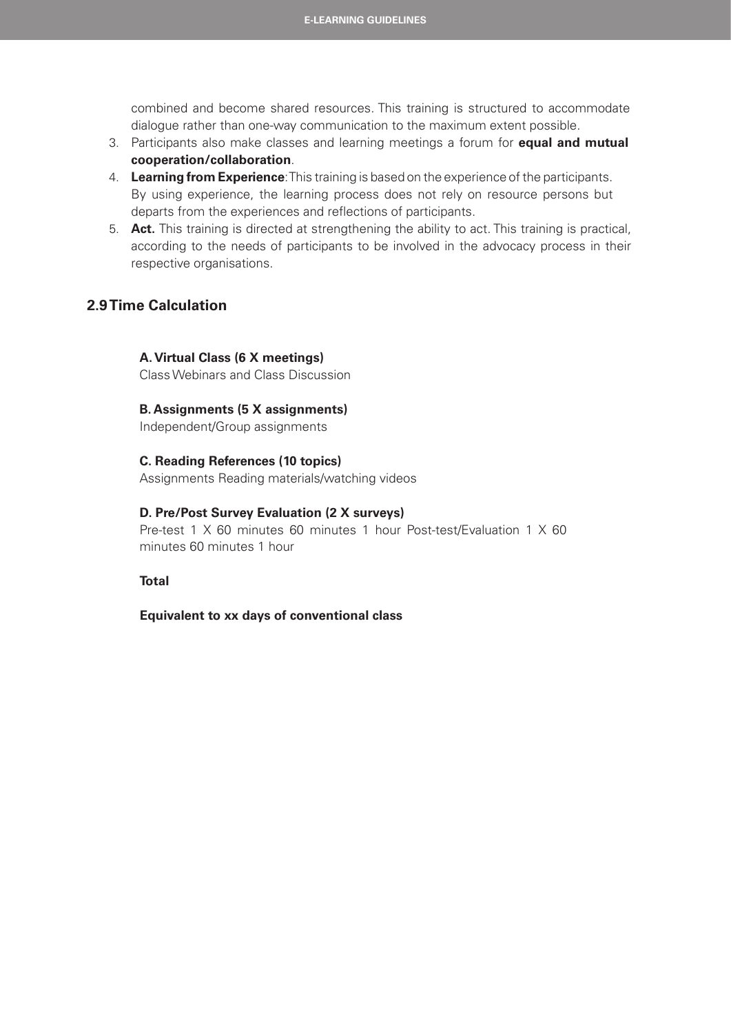combined and become shared resources. This training is structured to accommodate dialogue rather than one-way communication to the maximum extent possible.

3. Participants also make classes and learning meetings a forum for **equal and mutual cooperation/collaboration**.
4. **Learning from Experience**: This training is based on the experience of the participants. By using experience, the learning process does not rely on resource persons but departs from the experiences and reflections of participants.
5. **Act.** This training is directed at strengthening the ability to act. This training is practical, according to the needs of participants to be involved in the advocacy process in their respective organisations.

## 2.9 Time Calculation

**A. Virtual Class (6 X meetings)**
Class Webinars and Class Discussion

**B. Assignments (5 X assignments)**
Independent/Group assignments

**C. Reading References (10 topics)**
Assignments Reading materials/watching videos

**D. Pre/Post Survey Evaluation (2 X surveys)**
Pre-test 1 X 60 minutes 60 minutes 1 hour Post-test/Evaluation 1 X 60 minutes 60 minutes 1 hour

**Total**

**Equivalent to xx days of conventional class**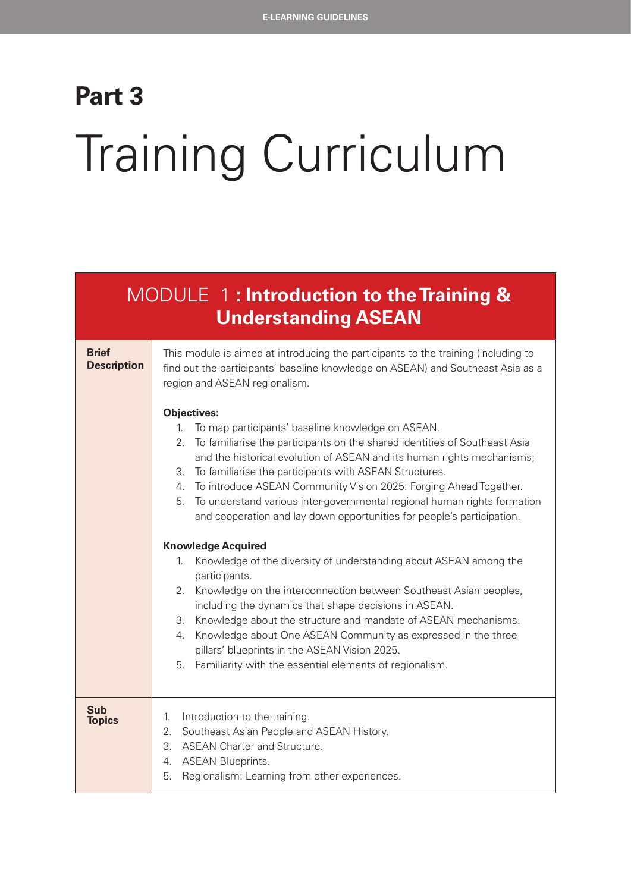# Part 3

# Training Curriculum

## MODULE 1 : Introduction to the Training & Understanding ASEAN

| | |
|---|---|
| **Brief Description** | This module is aimed at introducing the participants to the training (including to find out the participants' baseline knowledge on ASEAN) and Southeast Asia as a region and ASEAN regionalism.<br><br>**Objectives:**<br>1. To map participants' baseline knowledge on ASEAN.<br>2. To familiarise the participants on the shared identities of Southeast Asia and the historical evolution of ASEAN and its human rights mechanisms;<br>3. To familiarise the participants with ASEAN Structures.<br>4. To introduce ASEAN Community Vision 2025: Forging Ahead Together.<br>5. To understand various inter-governmental regional human rights formation and cooperation and lay down opportunities for people's participation.<br><br>**Knowledge Acquired**<br>1. Knowledge of the diversity of understanding about ASEAN among the participants.<br>2. Knowledge on the interconnection between Southeast Asian peoples, including the dynamics that shape decisions in ASEAN.<br>3. Knowledge about the structure and mandate of ASEAN mechanisms.<br>4. Knowledge about One ASEAN Community as expressed in the three pillars' blueprints in the ASEAN Vision 2025.<br>5. Familiarity with the essential elements of regionalism. |
| **Sub Topics** | 1. Introduction to the training.<br>2. Southeast Asian People and ASEAN History.<br>3. ASEAN Charter and Structure.<br>4. ASEAN Blueprints.<br>5. Regionalism: Learning from other experiences. |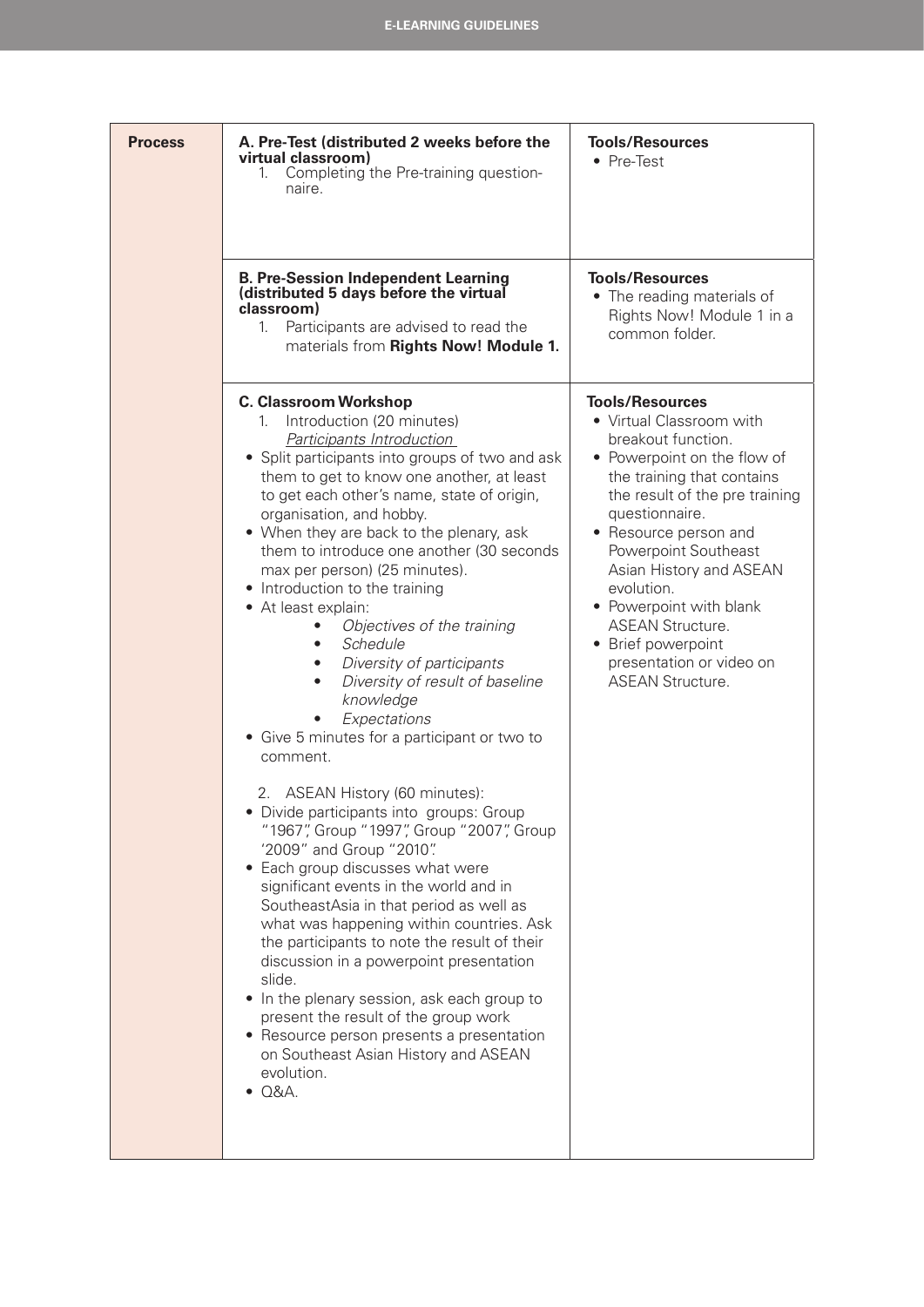| | | |
|---|---|---|
| **Process** | **A. Pre-Test (distributed 2 weeks before the virtual classroom)**<br>1. Completing the Pre-training questionnaire. | **Tools/Resources**<br>• Pre-Test |
| | **B. Pre-Session Independent Learning (distributed 5 days before the virtual classroom)**<br>1. Participants are advised to read the materials from **Rights Now! Module 1.** | **Tools/Resources**<br>• The reading materials of Rights Now! Module 1 in a common folder. |
| | **C. Classroom Workshop**<br>1. Introduction (20 minutes)<br>*Participants Introduction*<br>• Split participants into groups of two and ask them to get to know one another, at least to get each other's name, state of origin, organisation, and hobby.<br>• When they are back to the plenary, ask them to introduce one another (30 seconds max per person) (25 minutes).<br>• Introduction to the training<br>• At least explain:<br>  • *Objectives of the training*<br>  • *Schedule*<br>  • *Diversity of participants*<br>  • *Diversity of result of baseline knowledge*<br>  • *Expectations*<br>• Give 5 minutes for a participant or two to comment.<br><br>2. ASEAN History (60 minutes):<br>• Divide participants into groups: Group "1967", Group "1997", Group "2007", Group '2009" and Group "2010".<br>• Each group discusses what were significant events in the world and in SoutheastAsia in that period as well as what was happening within countries. Ask the participants to note the result of their discussion in a powerpoint presentation slide.<br>• In the plenary session, ask each group to present the result of the group work<br>• Resource person presents a presentation on Southeast Asian History and ASEAN evolution.<br>• Q&A. | **Tools/Resources**<br>• Virtual Classroom with breakout function.<br>• Powerpoint on the flow of the training that contains the result of the pre training questionnaire.<br>• Resource person and Powerpoint Southeast Asian History and ASEAN evolution.<br>• Powerpoint with blank ASEAN Structure.<br>• Brief powerpoint presentation or video on ASEAN Structure. |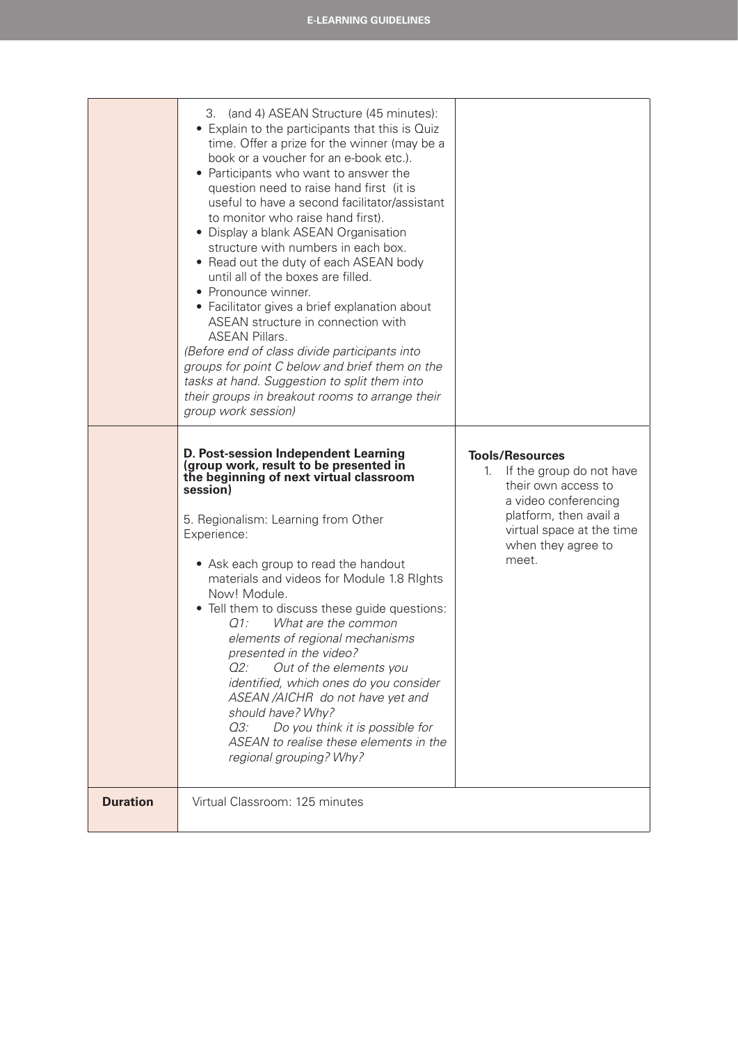| | | |
|---|---|---|
| | 3. (and 4) ASEAN Structure (45 minutes):<br>• Explain to the participants that this is Quiz time. Offer a prize for the winner (may be a book or a voucher for an e-book etc.).<br>• Participants who want to answer the question need to raise hand first (it is useful to have a second facilitator/assistant to monitor who raise hand first).<br>• Display a blank ASEAN Organisation structure with numbers in each box.<br>• Read out the duty of each ASEAN body until all of the boxes are filled.<br>• Pronounce winner.<br>• Facilitator gives a brief explanation about ASEAN structure in connection with ASEAN Pillars.<br>*(Before end of class divide participants into groups for point C below and brief them on the tasks at hand. Suggestion to split them into their groups in breakout rooms to arrange their group work session)* | |
| | **D. Post-session Independent Learning (group work, result to be presented in the beginning of next virtual classroom session)**<br><br>5. Regionalism: Learning from Other Experience:<br><br>• Ask each group to read the handout materials and videos for Module 1.8 RIghts Now! Module.<br>• Tell them to discuss these guide questions:<br>*Q1: What are the common elements of regional mechanisms presented in the video?*<br>*Q2: Out of the elements you identified, which ones do you consider ASEAN /AICHR do not have yet and should have? Why?*<br>*Q3: Do you think it is possible for ASEAN to realise these elements in the regional grouping? Why?* | **Tools/Resources**<br>1. If the group do not have their own access to a video conferencing platform, then avail a virtual space at the time when they agree to meet. |
| **Duration** | Virtual Classroom: 125 minutes | |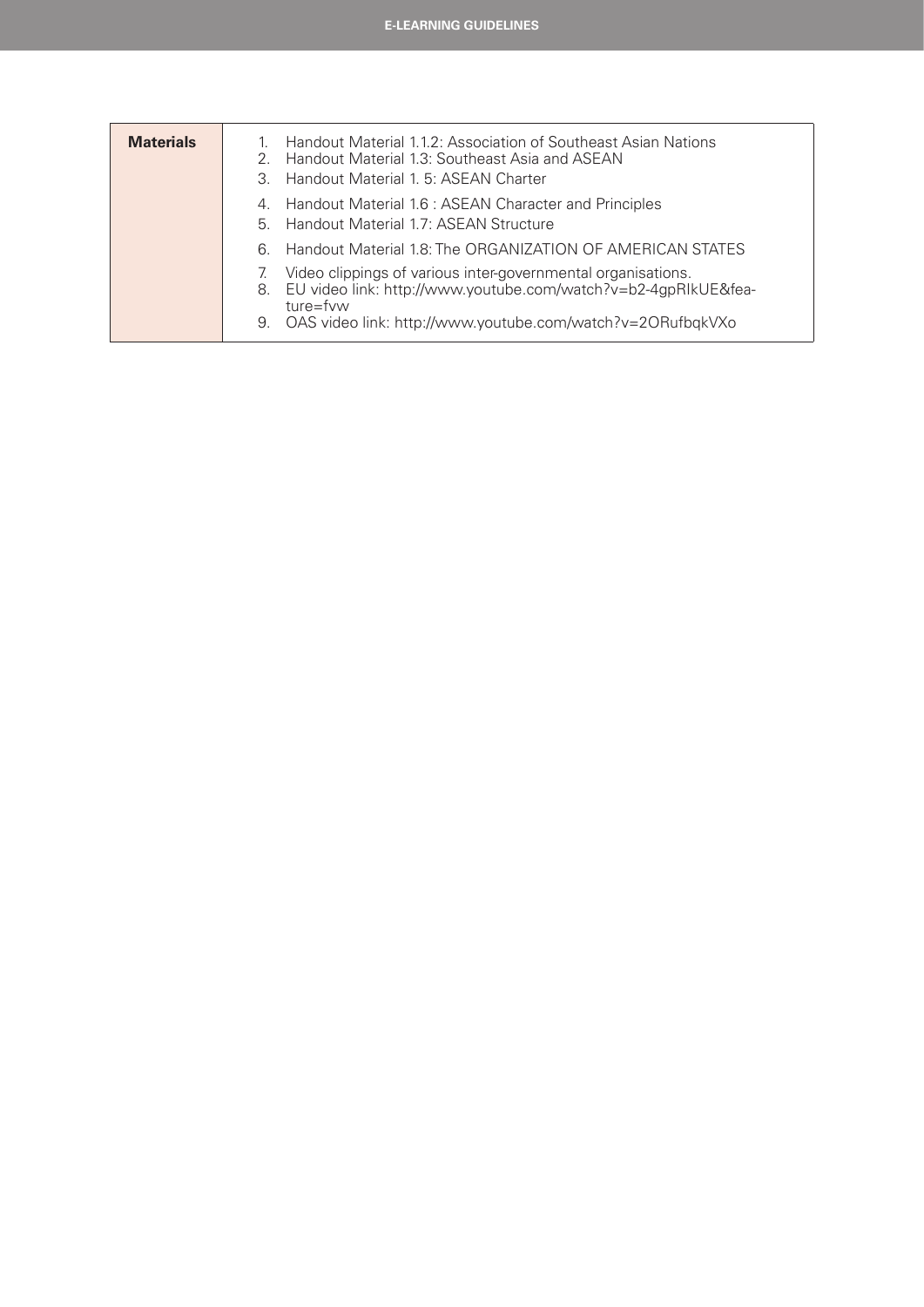| | |
|---|---|
| **Materials** | 1. Handout Material 1.1.2: Association of Southeast Asian Nations<br>2. Handout Material 1.3: Southeast Asia and ASEAN<br>3. Handout Material 1. 5: ASEAN Charter<br>4. Handout Material 1.6 : ASEAN Character and Principles<br>5. Handout Material 1.7: ASEAN Structure<br>6. Handout Material 1.8: The ORGANIZATION OF AMERICAN STATES<br>7. Video clippings of various inter-governmental organisations.<br>8. EU video link: http://www.youtube.com/watch?v=b2-4gpRIkUE&feature=fvw<br>9. OAS video link: http://www.youtube.com/watch?v=2ORufbqkVXo |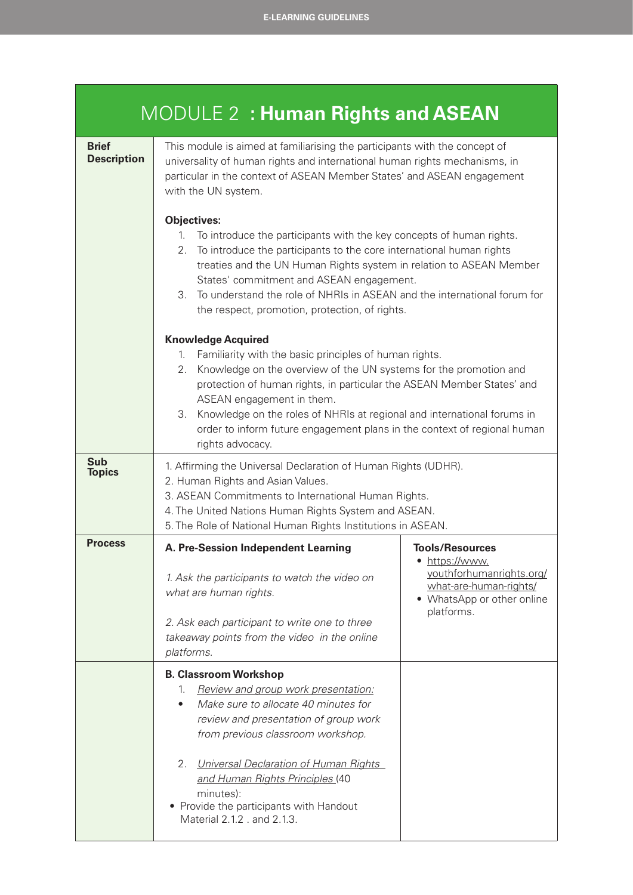# MODULE 2 : Human Rights and ASEAN

| | | |
|---|---|---|
| **Brief Description** | This module is aimed at familiarising the participants with the concept of universality of human rights and international human rights mechanisms, in particular in the context of ASEAN Member States' and ASEAN engagement with the UN system.<br><br>**Objectives:**<br>1. To introduce the participants with the key concepts of human rights.<br>2. To introduce the participants to the core international human rights treaties and the UN Human Rights system in relation to ASEAN Member States' commitment and ASEAN engagement.<br>3. To understand the role of NHRIs in ASEAN and the international forum for the respect, promotion, protection, of rights.<br><br>**Knowledge Acquired**<br>1. Familiarity with the basic principles of human rights.<br>2. Knowledge on the overview of the UN systems for the promotion and protection of human rights, in particular the ASEAN Member States' and ASEAN engagement in them.<br>3. Knowledge on the roles of NHRIs at regional and international forums in order to inform future engagement plans in the context of regional human rights advocacy. | |
| **Sub Topics** | 1. Affirming the Universal Declaration of Human Rights (UDHR).<br>2. Human Rights and Asian Values.<br>3. ASEAN Commitments to International Human Rights.<br>4. The United Nations Human Rights System and ASEAN.<br>5. The Role of National Human Rights Institutions in ASEAN. | |
| **Process** | **A. Pre-Session Independent Learning**<br><br>*1. Ask the participants to watch the video on what are human rights.*<br><br>*2. Ask each participant to write one to three takeaway points from the video in the online platforms.* | **Tools/Resources**<br>• https://www.youthforhumanrights.org/what-are-human-rights/<br>• WhatsApp or other online platforms. |
| | **B. Classroom Workshop**<br>1. *Review and group work presentation:*<br>• *Make sure to allocate 40 minutes for review and presentation of group work from previous classroom workshop.*<br><br>2. *Universal Declaration of Human Rights and Human Rights Principles* (40 minutes):<br>• Provide the participants with Handout Material 2.1.2 . and 2.1.3. | |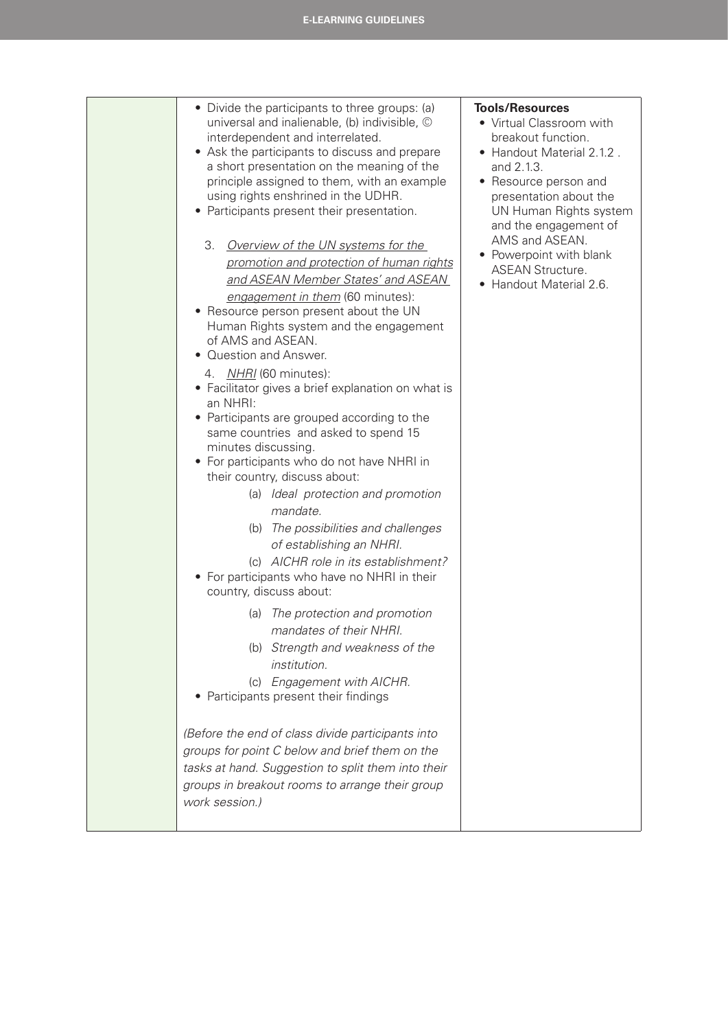| | | |
|---|---|---|
| | • Divide the participants to three groups: (a) universal and inalienable, (b) indivisible, © interdependent and interrelated.<br>• Ask the participants to discuss and prepare a short presentation on the meaning of the principle assigned to them, with an example using rights enshrined in the UDHR.<br>• Participants present their presentation.<br><br>3. *Overview of the UN systems for the promotion and protection of human rights and ASEAN Member States' and ASEAN engagement in them* (60 minutes):<br>• Resource person present about the UN Human Rights system and the engagement of AMS and ASEAN.<br>• Question and Answer.<br><br>4. *NHRI* (60 minutes):<br>• Facilitator gives a brief explanation on what is an NHRI:<br>• Participants are grouped according to the same countries and asked to spend 15 minutes discussing.<br>• For participants who do not have NHRI in their country, discuss about:<br>(a) *Ideal protection and promotion mandate.*<br>(b) *The possibilities and challenges of establishing an NHRI.*<br>(c) *AICHR role in its establishment?*<br>• For participants who have no NHRI in their country, discuss about:<br>(a) *The protection and promotion mandates of their NHRI.*<br>(b) *Strength and weakness of the institution.*<br>(c) *Engagement with AICHR.*<br>• Participants present their findings<br><br>*(Before the end of class divide participants into groups for point C below and brief them on the tasks at hand. Suggestion to split them into their groups in breakout rooms to arrange their group work session.)* | **Tools/Resources**<br>• Virtual Classroom with breakout function.<br>• Handout Material 2.1.2 . and 2.1.3.<br>• Resource person and presentation about the UN Human Rights system and the engagement of AMS and ASEAN.<br>• Powerpoint with blank ASEAN Structure.<br>• Handout Material 2.6. |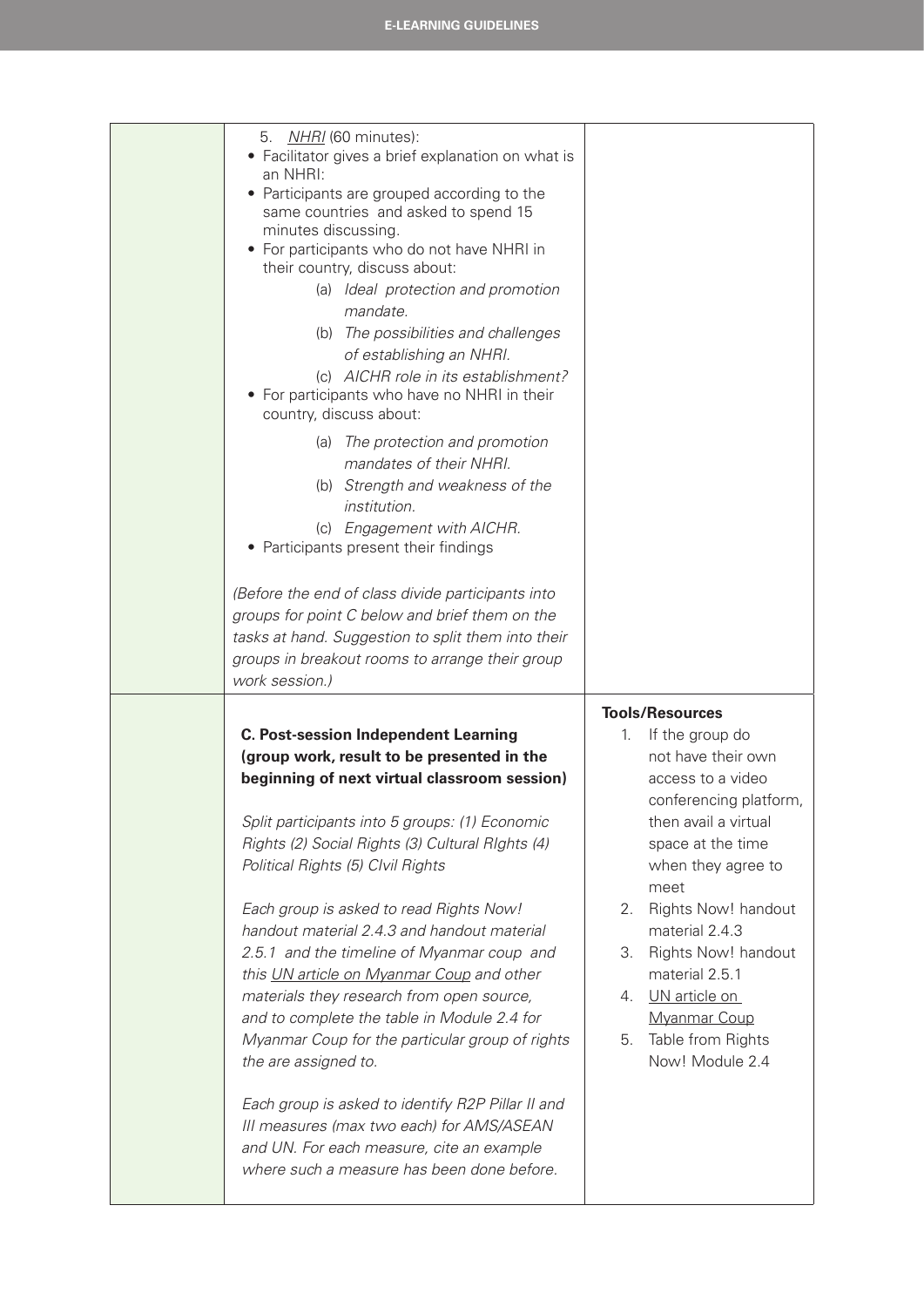| | | |
|---|---|---|
| | 5. NHRI (60 minutes):<br>• Facilitator gives a brief explanation on what is an NHRI:<br>• Participants are grouped according to the same countries and asked to spend 15 minutes discussing.<br>• For participants who do not have NHRI in their country, discuss about:<br>(a) *Ideal protection and promotion mandate.*<br>(b) *The possibilities and challenges of establishing an NHRI.*<br>(c) *AICHR role in its establishment?*<br>• For participants who have no NHRI in their country, discuss about:<br>(a) *The protection and promotion mandates of their NHRI.*<br>(b) *Strength and weakness of the institution.*<br>(c) *Engagement with AICHR.*<br>• Participants present their findings<br><br>*(Before the end of class divide participants into groups for point C below and brief them on the tasks at hand. Suggestion to split them into their groups in breakout rooms to arrange their group work session.)* | |
| | **C. Post-session Independent Learning (group work, result to be presented in the beginning of next virtual classroom session)**<br><br>*Split participants into 5 groups: (1) Economic Rights (2) Social Rights (3) Cultural RIghts (4) Political Rights (5) CIvil Rights*<br><br>*Each group is asked to read Rights Now! handout material 2.4.3 and handout material 2.5.1 and the timeline of Myanmar coup and this UN article on Myanmar Coup and other materials they research from open source, and to complete the table in Module 2.4 for Myanmar Coup for the particular group of rights the are assigned to.*<br><br>*Each group is asked to identify R2P Pillar II and III measures (max two each) for AMS/ASEAN and UN. For each measure, cite an example where such a measure has been done before.* | **Tools/Resources**<br>1. If the group do not have their own access to a video conferencing platform, then avail a virtual space at the time when they agree to meet<br>2. Rights Now! handout material 2.4.3<br>3. Rights Now! handout material 2.5.1<br>4. UN article on Myanmar Coup<br>5. Table from Rights Now! Module 2.4 |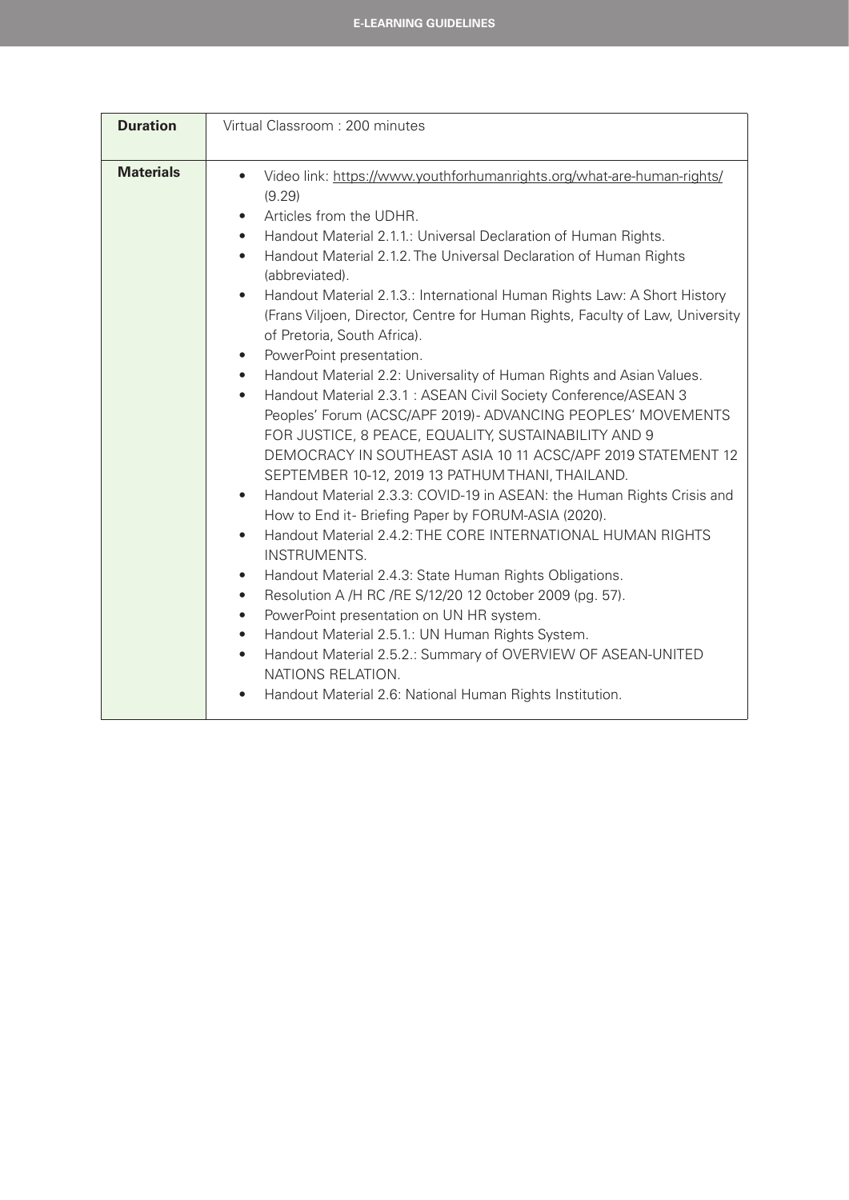| | |
|---|---|
| **Duration** | Virtual Classroom : 200 minutes |
| **Materials** | • Video link: https://www.youthforhumanrights.org/what-are-human-rights/ (9.29)<br>• Articles from the UDHR.<br>• Handout Material 2.1.1.: Universal Declaration of Human Rights.<br>• Handout Material 2.1.2. The Universal Declaration of Human Rights (abbreviated).<br>• Handout Material 2.1.3.: International Human Rights Law: A Short History (Frans Viljoen, Director, Centre for Human Rights, Faculty of Law, University of Pretoria, South Africa).<br>• PowerPoint presentation.<br>• Handout Material 2.2: Universality of Human Rights and Asian Values.<br>• Handout Material 2.3.1 : ASEAN Civil Society Conference/ASEAN 3 Peoples' Forum (ACSC/APF 2019)- ADVANCING PEOPLES' MOVEMENTS FOR JUSTICE, 8 PEACE, EQUALITY, SUSTAINABILITY AND 9 DEMOCRACY IN SOUTHEAST ASIA 10 11 ACSC/APF 2019 STATEMENT 12 SEPTEMBER 10-12, 2019 13 PATHUM THANI, THAILAND.<br>• Handout Material 2.3.3: COVID-19 in ASEAN: the Human Rights Crisis and How to End it- Briefing Paper by FORUM-ASIA (2020).<br>• Handout Material 2.4.2: THE CORE INTERNATIONAL HUMAN RIGHTS INSTRUMENTS.<br>• Handout Material 2.4.3: State Human Rights Obligations.<br>• Resolution A /H RC /RE S/12/20 12 0ctober 2009 (pg. 57).<br>• PowerPoint presentation on UN HR system.<br>• Handout Material 2.5.1.: UN Human Rights System.<br>• Handout Material 2.5.2.: Summary of OVERVIEW OF ASEAN-UNITED NATIONS RELATION.<br>• Handout Material 2.6: National Human Rights Institution. |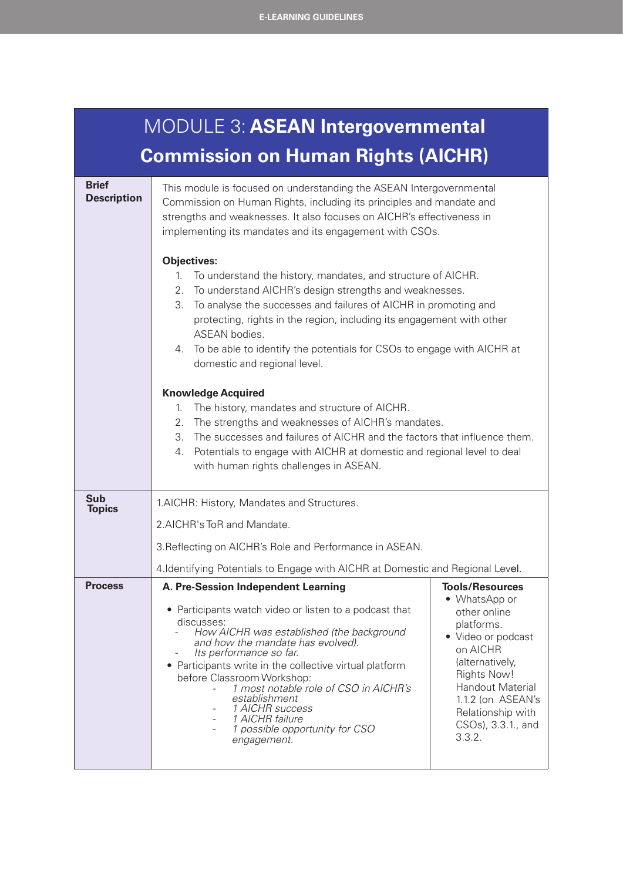# MODULE 3: **ASEAN Intergovernmental Commission on Human Rights (AICHR)**

| | | |
|---|---|---|
| **Brief Description** | This module is focused on understanding the ASEAN Intergovernmental Commission on Human Rights, including its principles and mandate and strengths and weaknesses. It also focuses on AICHR's effectiveness in implementing its mandates and its engagement with CSOs.<br><br>**Objectives:**<br>1. To understand the history, mandates, and structure of AICHR.<br>2. To understand AICHR's design strengths and weaknesses.<br>3. To analyse the successes and failures of AICHR in promoting and protecting, rights in the region, including its engagement with other ASEAN bodies.<br>4. To be able to identify the potentials for CSOs to engage with AICHR at domestic and regional level.<br><br>**Knowledge Acquired**<br>1. The history, mandates and structure of AICHR.<br>2. The strengths and weaknesses of AICHR's mandates.<br>3. The successes and failures of AICHR and the factors that influence them.<br>4. Potentials to engage with AICHR at domestic and regional level to deal with human rights challenges in ASEAN. | |
| **Sub Topics** | 1.AICHR: History, Mandates and Structures.<br><br>2.AICHR's ToR and Mandate.<br><br>3.Reflecting on AICHR's Role and Performance in ASEAN.<br><br>4.Identifying Potentials to Engage with AICHR at Domestic and Regional Level. | |
| **Process** | **A. Pre-Session Independent Learning**<br><br>• Participants watch video or listen to a podcast that discusses:<br>- *How AICHR was established (the background and how the mandate has evolved).*<br>- *Its performance so far.*<br>• Participants write in the collective virtual platform before Classroom Workshop:<br>- *1 most notable role of CSO in AICHR's establishment*<br>- *1 AICHR success*<br>- *1 AICHR failure*<br>- *1 possible opportunity for CSO engagement.* | **Tools/Resources**<br>• WhatsApp or other online platforms.<br>• Video or podcast on AICHR (alternatively, Rights Now! Handout Material 1.1.2 (on ASEAN's Relationship with CSOs), 3.3.1., and 3.3.2. |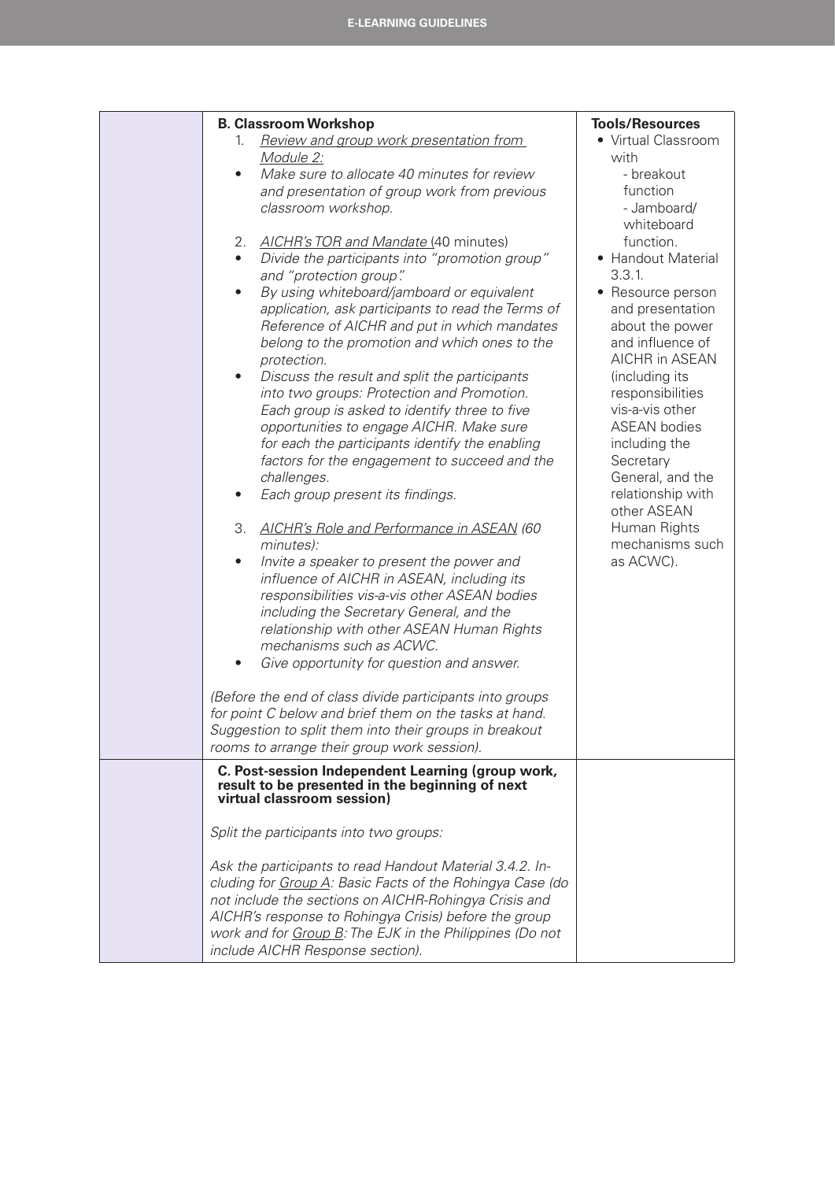| | | |
|---|---|---|
| | **B. Classroom Workshop**<br>1. *Review and group work presentation from Module 2:*<br>• *Make sure to allocate 40 minutes for review and presentation of group work from previous classroom workshop.*<br><br>2. *AICHR's TOR and Mandate* (40 minutes)<br>• *Divide the participants into "promotion group" and "protection group".*<br>• *By using whiteboard/jamboard or equivalent application, ask participants to read the Terms of Reference of AICHR and put in which mandates belong to the promotion and which ones to the protection.*<br>• *Discuss the result and split the participants into two groups: Protection and Promotion. Each group is asked to identify three to five opportunities to engage AICHR. Make sure for each the participants identify the enabling factors for the engagement to succeed and the challenges.*<br>• *Each group present its findings.*<br><br>3. *AICHR's Role and Performance in ASEAN (60 minutes):*<br>• *Invite a speaker to present the power and influence of AICHR in ASEAN, including its responsibilities vis-a-vis other ASEAN bodies including the Secretary General, and the relationship with other ASEAN Human Rights mechanisms such as ACWC.*<br>• *Give opportunity for question and answer.*<br><br>*(Before the end of class divide participants into groups for point C below and brief them on the tasks at hand. Suggestion to split them into their groups in breakout rooms to arrange their group work session).* | **Tools/Resources**<br>• Virtual Classroom with<br>- breakout function<br>- Jamboard/ whiteboard function.<br>• Handout Material 3.3.1.<br>• Resource person and presentation about the power and influence of AICHR in ASEAN (including its responsibilities vis-a-vis other ASEAN bodies including the Secretary General, and the relationship with other ASEAN Human Rights mechanisms such as ACWC). |
| | **C. Post-session Independent Learning (group work, result to be presented in the beginning of next virtual classroom session)**<br><br>*Split the participants into two groups:*<br><br>*Ask the participants to read Handout Material 3.4.2. Including for Group A: Basic Facts of the Rohingya Case (do not include the sections on AICHR-Rohingya Crisis and AICHR's response to Rohingya Crisis) before the group work and for Group B: The EJK in the Philippines (Do not include AICHR Response section).* | |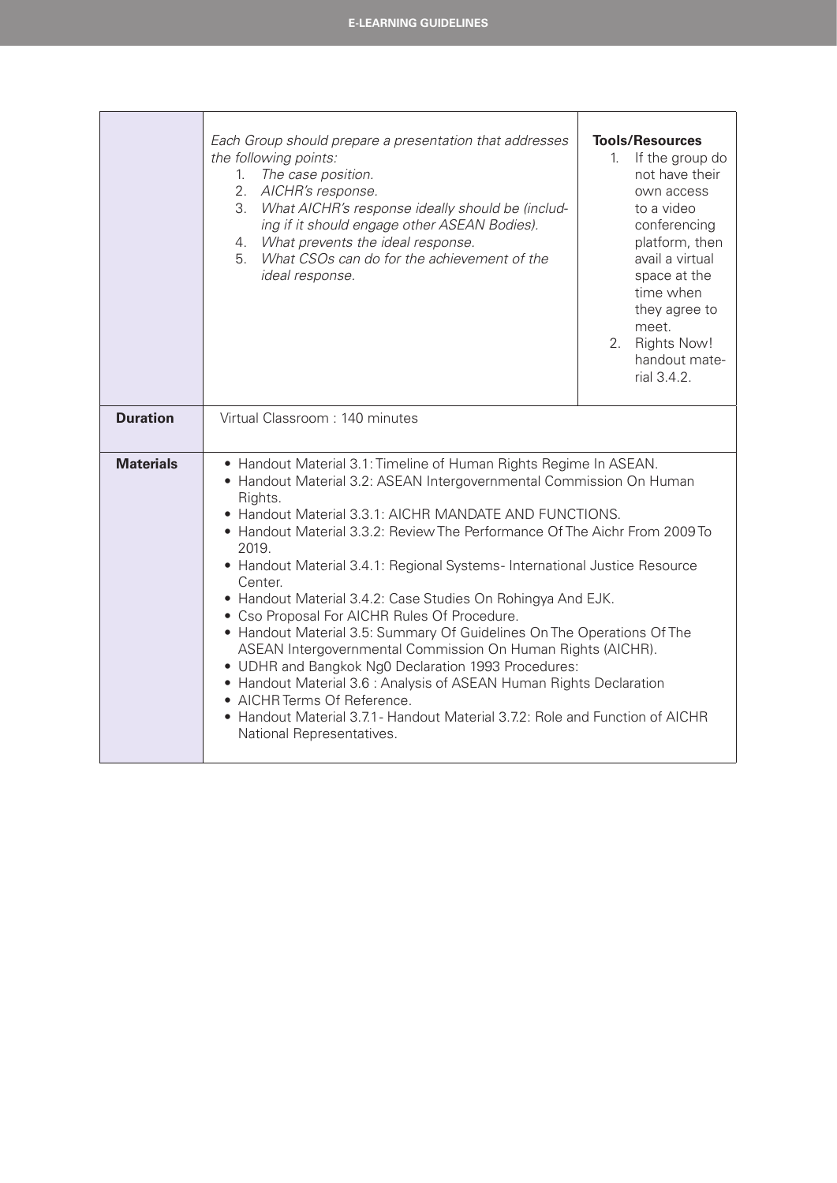| | | |
|---|---|---|
| | *Each Group should prepare a presentation that addresses the following points:*<br>1. *The case position.*<br>2. *AICHR's response.*<br>3. *What AICHR's response ideally should be (including if it should engage other ASEAN Bodies).*<br>4. *What prevents the ideal response.*<br>5. *What CSOs can do for the achievement of the ideal response.* | **Tools/Resources**<br>1. If the group do not have their own access to a video conferencing platform, then avail a virtual space at the time when they agree to meet.<br>2. Rights Now! handout material 3.4.2. |
| **Duration** | Virtual Classroom : 140 minutes | |
| **Materials** | • Handout Material 3.1: Timeline of Human Rights Regime In ASEAN.<br>• Handout Material 3.2: ASEAN Intergovernmental Commission On Human Rights.<br>• Handout Material 3.3.1: AICHR MANDATE AND FUNCTIONS.<br>• Handout Material 3.3.2: Review The Performance Of The Aichr From 2009 To 2019.<br>• Handout Material 3.4.1: Regional Systems- International Justice Resource Center.<br>• Handout Material 3.4.2: Case Studies On Rohingya And EJK.<br>• Cso Proposal For AICHR Rules Of Procedure.<br>• Handout Material 3.5: Summary Of Guidelines On The Operations Of The ASEAN Intergovernmental Commission On Human Rights (AICHR).<br>• UDHR and Bangkok Ng0 Declaration 1993 Procedures:<br>• Handout Material 3.6 : Analysis of ASEAN Human Rights Declaration<br>• AICHR Terms Of Reference.<br>• Handout Material 3.7.1- Handout Material 3.7.2: Role and Function of AICHR National Representatives. | |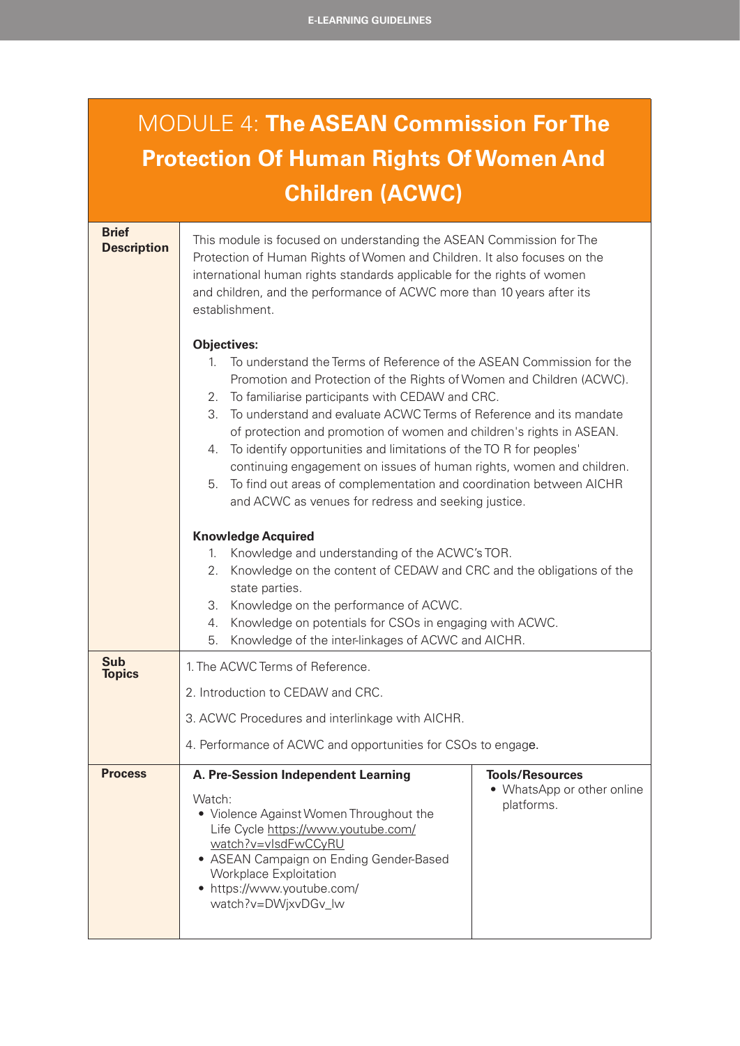# MODULE 4: **The ASEAN Commission For The Protection Of Human Rights Of Women And Children (ACWC)**

| | | |
|---|---|---|
| **Brief Description** | This module is focused on understanding the ASEAN Commission for The Protection of Human Rights of Women and Children. It also focuses on the international human rights standards applicable for the rights of women and children, and the performance of ACWC more than 10 years after its establishment.<br><br>**Objectives:**<br>1. To understand the Terms of Reference of the ASEAN Commission for the Promotion and Protection of the Rights of Women and Children (ACWC).<br>2. To familiarise participants with CEDAW and CRC.<br>3. To understand and evaluate ACWC Terms of Reference and its mandate of protection and promotion of women and children's rights in ASEAN.<br>4. To identify opportunities and limitations of the TO R for peoples' continuing engagement on issues of human rights, women and children.<br>5. To find out areas of complementation and coordination between AICHR and ACWC as venues for redress and seeking justice.<br><br>**Knowledge Acquired**<br>1. Knowledge and understanding of the ACWC's TOR.<br>2. Knowledge on the content of CEDAW and CRC and the obligations of the state parties.<br>3. Knowledge on the performance of ACWC.<br>4. Knowledge on potentials for CSOs in engaging with ACWC.<br>5. Knowledge of the inter-linkages of ACWC and AICHR. | |
| **Sub Topics** | 1. The ACWC Terms of Reference.<br><br>2. Introduction to CEDAW and CRC.<br><br>3. ACWC Procedures and interlinkage with AICHR.<br><br>4. Performance of ACWC and opportunities for CSOs to engage. | |
| **Process** | **A. Pre-Session Independent Learning**<br><br>Watch:<br>• Violence Against Women Throughout the Life Cycle https://www.youtube.com/watch?v=vlsdFwCCyRU<br>• ASEAN Campaign on Ending Gender-Based Workplace Exploitation<br>• https://www.youtube.com/watch?v=DWjxvDGv_lw | **Tools/Resources**<br>• WhatsApp or other online platforms. |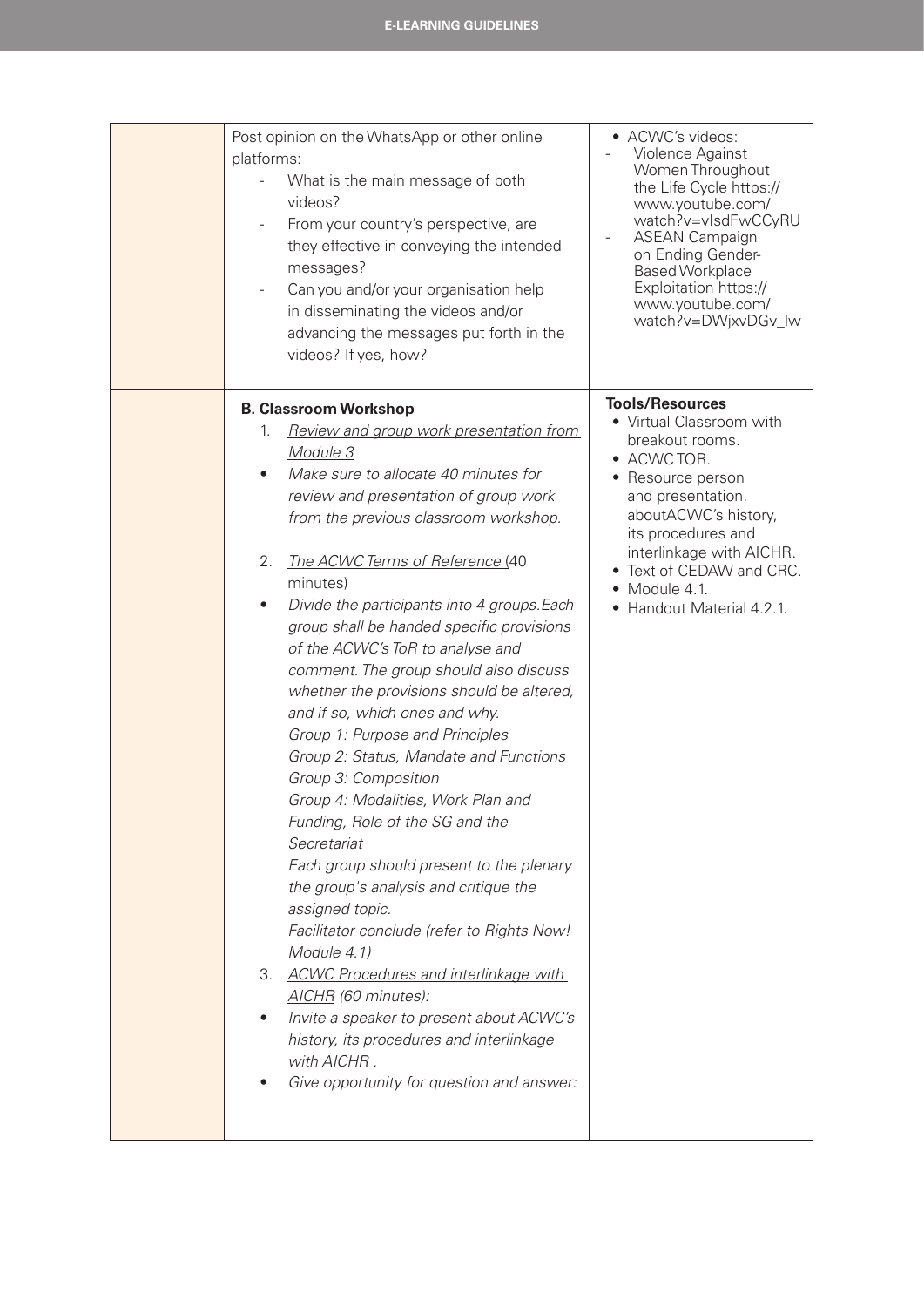| | | |
|---|---|---|
| | Post opinion on the WhatsApp or other online platforms:<br>- What is the main message of both videos?<br>- From your country's perspective, are they effective in conveying the intended messages?<br>- Can you and/or your organisation help in disseminating the videos and/or advancing the messages put forth in the videos? If yes, how? | • ACWC's videos:<br>- Violence Against Women Throughout the Life Cycle https://www.youtube.com/watch?v=vIsdFwCCyRU<br>- ASEAN Campaign on Ending Gender-Based Workplace Exploitation https://www.youtube.com/watch?v=DWjxvDGv_lw |
| | **B. Classroom Workshop**<br>1. <u>*Review and group work presentation from Module 3*</u><br>• *Make sure to allocate 40 minutes for review and presentation of group work from the previous classroom workshop.*<br><br>2. <u>*The ACWC Terms of Reference*</u> (40 minutes)<br>• *Divide the participants into 4 groups. Each group shall be handed specific provisions of the ACWC's ToR to analyse and comment. The group should also discuss whether the provisions should be altered, and if so, which ones and why.*<br>*Group 1: Purpose and Principles*<br>*Group 2: Status, Mandate and Functions*<br>*Group 3: Composition*<br>*Group 4: Modalities, Work Plan and Funding, Role of the SG and the Secretariat*<br>*Each group should present to the plenary the group's analysis and critique the assigned topic.*<br>*Facilitator conclude (refer to Rights Now! Module 4.1)*<br>3. <u>*ACWC Procedures and interlinkage with AICHR*</u> *(60 minutes):*<br>• *Invite a speaker to present about ACWC's history, its procedures and interlinkage with AICHR .*<br>• *Give opportunity for question and answer:* | **Tools/Resources**<br>• Virtual Classroom with breakout rooms.<br>• ACWC TOR.<br>• Resource person and presentation. aboutACWC's history, its procedures and interlinkage with AICHR.<br>• Text of CEDAW and CRC.<br>• Module 4.1.<br>• Handout Material 4.2.1. |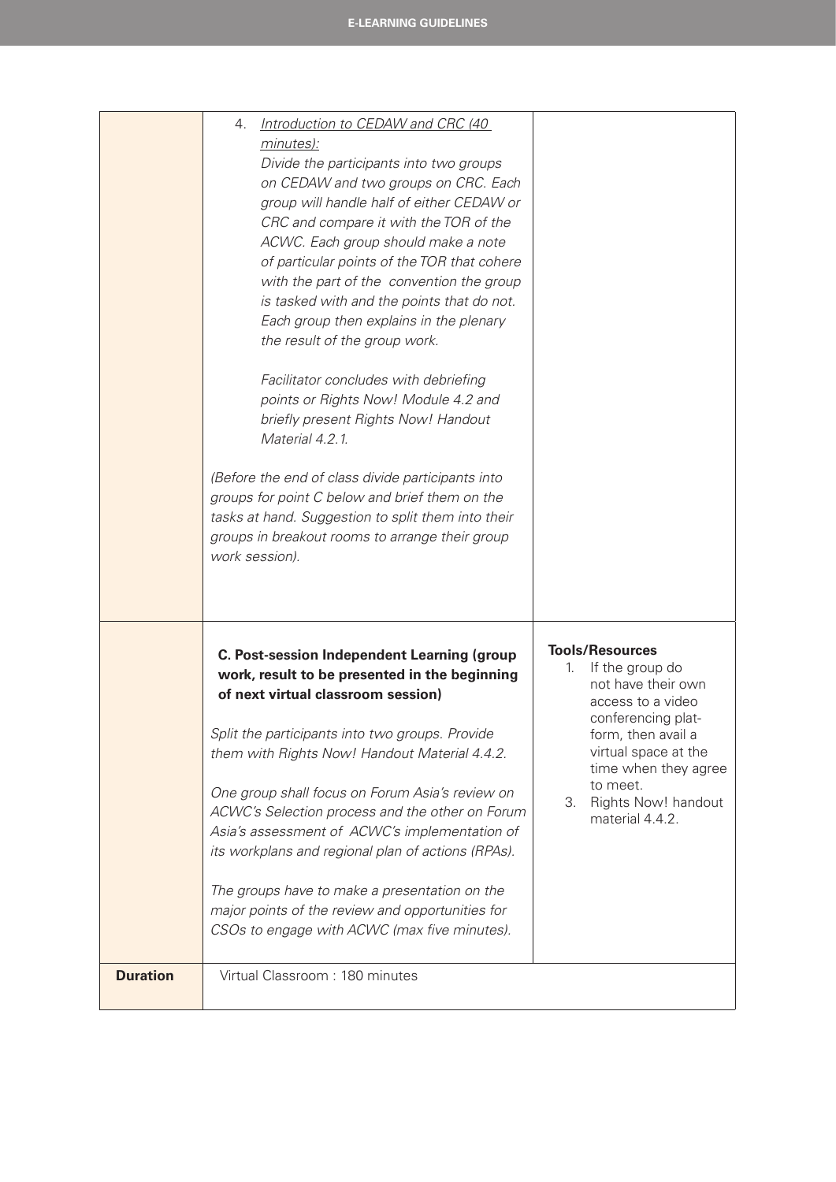| | | |
|---|---|---|
| | 4. <u>*Introduction to CEDAW and CRC (40 minutes):*</u><br>*Divide the participants into two groups on CEDAW and two groups on CRC. Each group will handle half of either CEDAW or CRC and compare it with the TOR of the ACWC. Each group should make a note of particular points of the TOR that cohere with the part of the convention the group is tasked with and the points that do not. Each group then explains in the plenary the result of the group work.*<br><br>*Facilitator concludes with debriefing points or Rights Now! Module 4.2 and briefly present Rights Now! Handout Material 4.2.1.*<br><br>*(Before the end of class divide participants into groups for point C below and brief them on the tasks at hand. Suggestion to split them into their groups in breakout rooms to arrange their group work session).* | |
| | **C. Post-session Independent Learning (group work, result to be presented in the beginning of next virtual classroom session)**<br><br>*Split the participants into two groups. Provide them with Rights Now! Handout Material 4.4.2.*<br><br>*One group shall focus on Forum Asia's review on ACWC's Selection process and the other on Forum Asia's assessment of ACWC's implementation of its workplans and regional plan of actions (RPAs).*<br><br>*The groups have to make a presentation on the major points of the review and opportunities for CSOs to engage with ACWC (max five minutes).* | **Tools/Resources**<br>1. If the group do not have their own access to a video conferencing platform, then avail a virtual space at the time when they agree to meet.<br>3. Rights Now! handout material 4.4.2. |
| **Duration** | Virtual Classroom : 180 minutes | |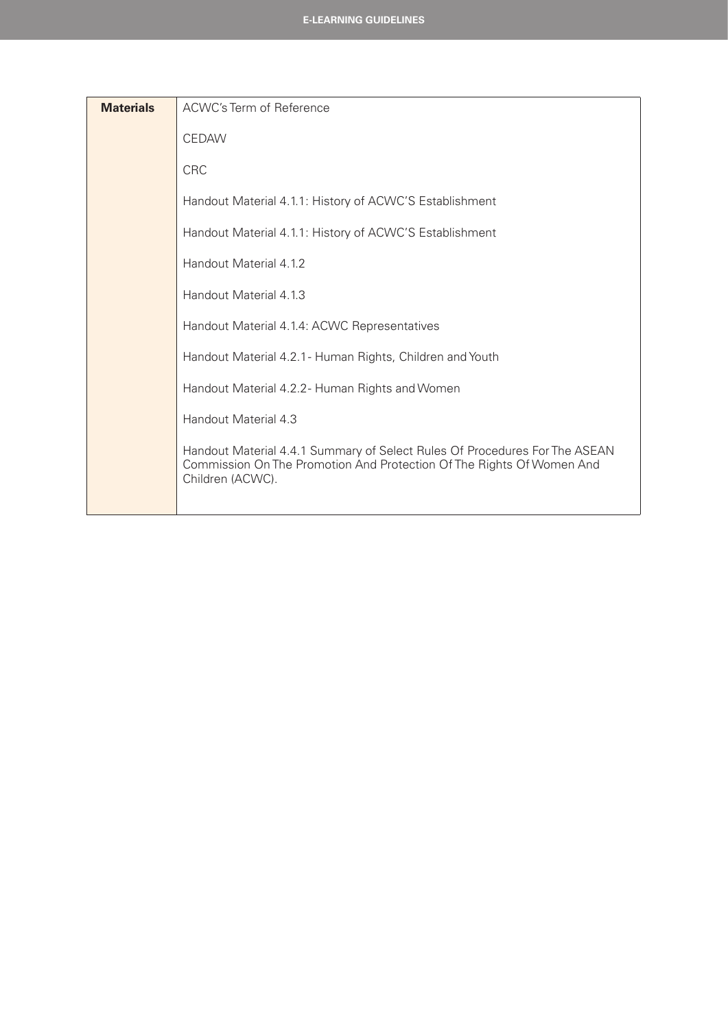| | |
|---|---|
| **Materials** | ACWC's Term of Reference<br><br>CEDAW<br><br>CRC<br><br>Handout Material 4.1.1: History of ACWC'S Establishment<br><br>Handout Material 4.1.1: History of ACWC'S Establishment<br><br>Handout Material 4.1.2<br><br>Handout Material 4.1.3<br><br>Handout Material 4.1.4: ACWC Representatives<br><br>Handout Material 4.2.1- Human Rights, Children and Youth<br><br>Handout Material 4.2.2- Human Rights and Women<br><br>Handout Material 4.3<br><br>Handout Material 4.4.1 Summary of Select Rules Of Procedures For The ASEAN Commission On The Promotion And Protection Of The Rights Of Women And Children (ACWC). |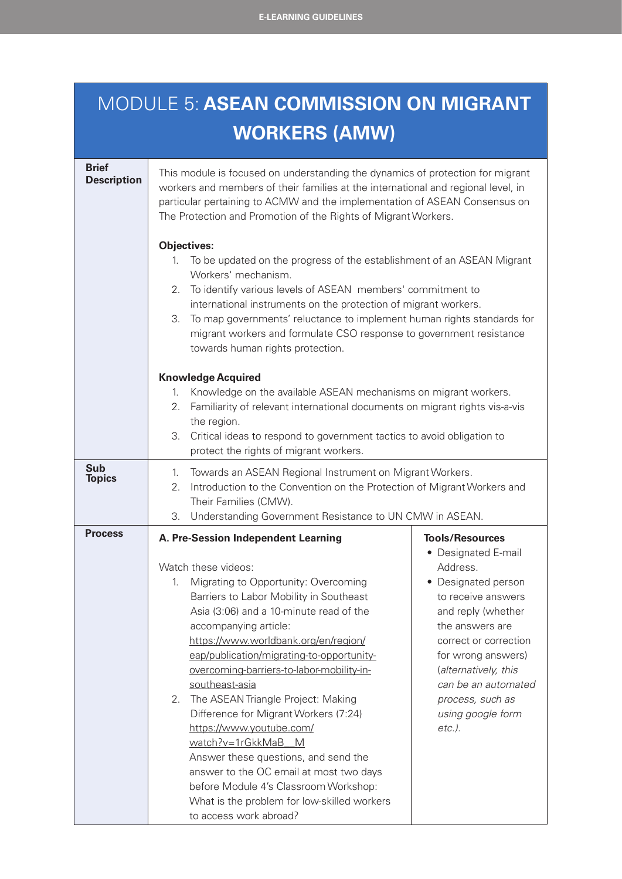# MODULE 5: ASEAN COMMISSION ON MIGRANT WORKERS (AMW)

| | | |
|---|---|---|
| **Brief Description** | This module is focused on understanding the dynamics of protection for migrant workers and members of their families at the international and regional level, in particular pertaining to ACMW and the implementation of ASEAN Consensus on The Protection and Promotion of the Rights of Migrant Workers.<br><br>**Objectives:**<br>1. To be updated on the progress of the establishment of an ASEAN Migrant Workers' mechanism.<br>2. To identify various levels of ASEAN members' commitment to international instruments on the protection of migrant workers.<br>3. To map governments' reluctance to implement human rights standards for migrant workers and formulate CSO response to government resistance towards human rights protection.<br><br>**Knowledge Acquired**<br>1. Knowledge on the available ASEAN mechanisms on migrant workers.<br>2. Familiarity of relevant international documents on migrant rights vis-a-vis the region.<br>3. Critical ideas to respond to government tactics to avoid obligation to protect the rights of migrant workers. | |
| **Sub Topics** | 1. Towards an ASEAN Regional Instrument on Migrant Workers.<br>2. Introduction to the Convention on the Protection of Migrant Workers and Their Families (CMW).<br>3. Understanding Government Resistance to UN CMW in ASEAN. | |
| **Process** | **A. Pre-Session Independent Learning**<br><br>Watch these videos:<br>1. Migrating to Opportunity: Overcoming Barriers to Labor Mobility in Southeast Asia (3:06) and a 10-minute read of the accompanying article: https://www.worldbank.org/en/region/eap/publication/migrating-to-opportunity-overcoming-barriers-to-labor-mobility-in-southeast-asia<br>2. The ASEAN Triangle Project: Making Difference for Migrant Workers (7:24) https://www.youtube.com/watch?v=1rGkkMaB__M<br>Answer these questions, and send the answer to the OC email at most two days before Module 4's Classroom Workshop: What is the problem for low-skilled workers to access work abroad? | **Tools/Resources**<br>• Designated E-mail Address.<br>• Designated person to receive answers and reply (whether the answers are correct or correction for wrong answers) (*alternatively, this can be an automated process, such as using google form etc.).* |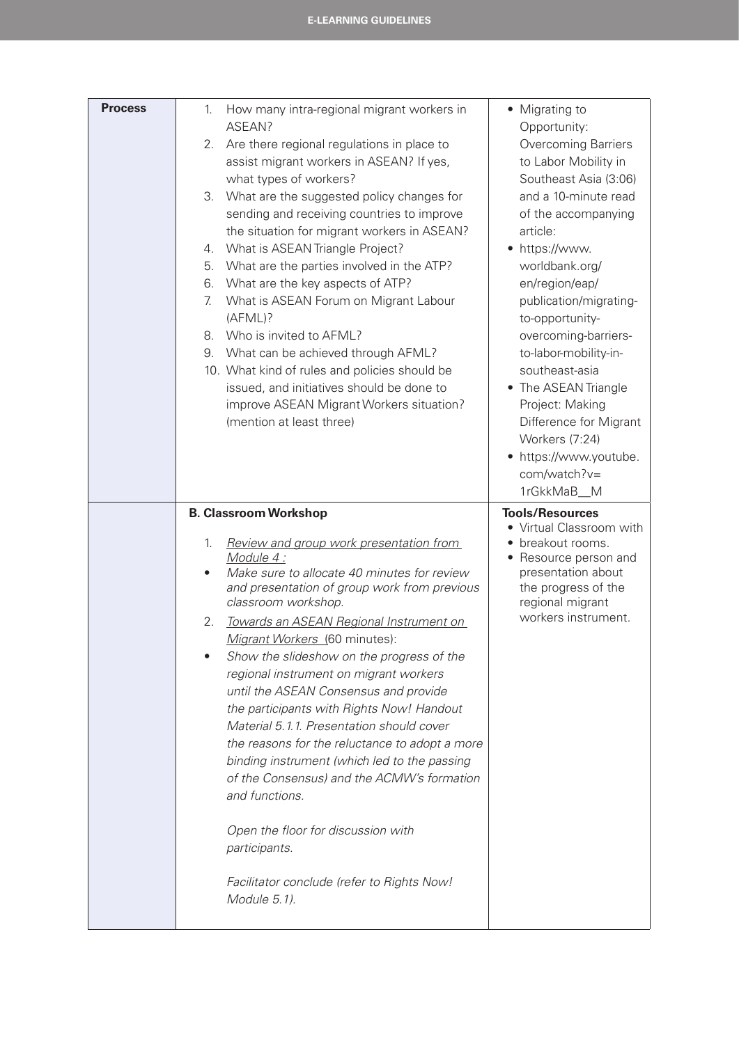| | | |
|---|---|---|
| **Process** | 1. How many intra-regional migrant workers in ASEAN?<br>2. Are there regional regulations in place to assist migrant workers in ASEAN? If yes, what types of workers?<br>3. What are the suggested policy changes for sending and receiving countries to improve the situation for migrant workers in ASEAN?<br>4. What is ASEAN Triangle Project?<br>5. What are the parties involved in the ATP?<br>6. What are the key aspects of ATP?<br>7. What is ASEAN Forum on Migrant Labour (AFML)?<br>8. Who is invited to AFML?<br>9. What can be achieved through AFML?<br>10. What kind of rules and policies should be issued, and initiatives should be done to improve ASEAN Migrant Workers situation? (mention at least three) | • Migrating to Opportunity: Overcoming Barriers to Labor Mobility in Southeast Asia (3:06) and a 10-minute read of the accompanying article:<br>• https://www.worldbank.org/en/region/eap/publication/migrating-to-opportunity-overcoming-barriers-to-labor-mobility-in-southeast-asia<br>• The ASEAN Triangle Project: Making Difference for Migrant Workers (7:24)<br>• https://www.youtube.com/watch?v=1rGkkMaB__M |
| | **B. Classroom Workshop**<br><br>1. *Review and group work presentation from Module 4 :*<br>• *Make sure to allocate 40 minutes for review and presentation of group work from previous classroom workshop.*<br>2. *Towards an ASEAN Regional Instrument on Migrant Workers* (60 minutes):<br>• *Show the slideshow on the progress of the regional instrument on migrant workers until the ASEAN Consensus and provide the participants with Rights Now! Handout Material 5.1.1. Presentation should cover the reasons for the reluctance to adopt a more binding instrument (which led to the passing of the Consensus) and the ACMW's formation and functions.*<br><br>*Open the floor for discussion with participants.*<br><br>*Facilitator conclude (refer to Rights Now! Module 5.1).* | **Tools/Resources**<br>• Virtual Classroom with<br>• breakout rooms.<br>• Resource person and presentation about the progress of the regional migrant workers instrument. |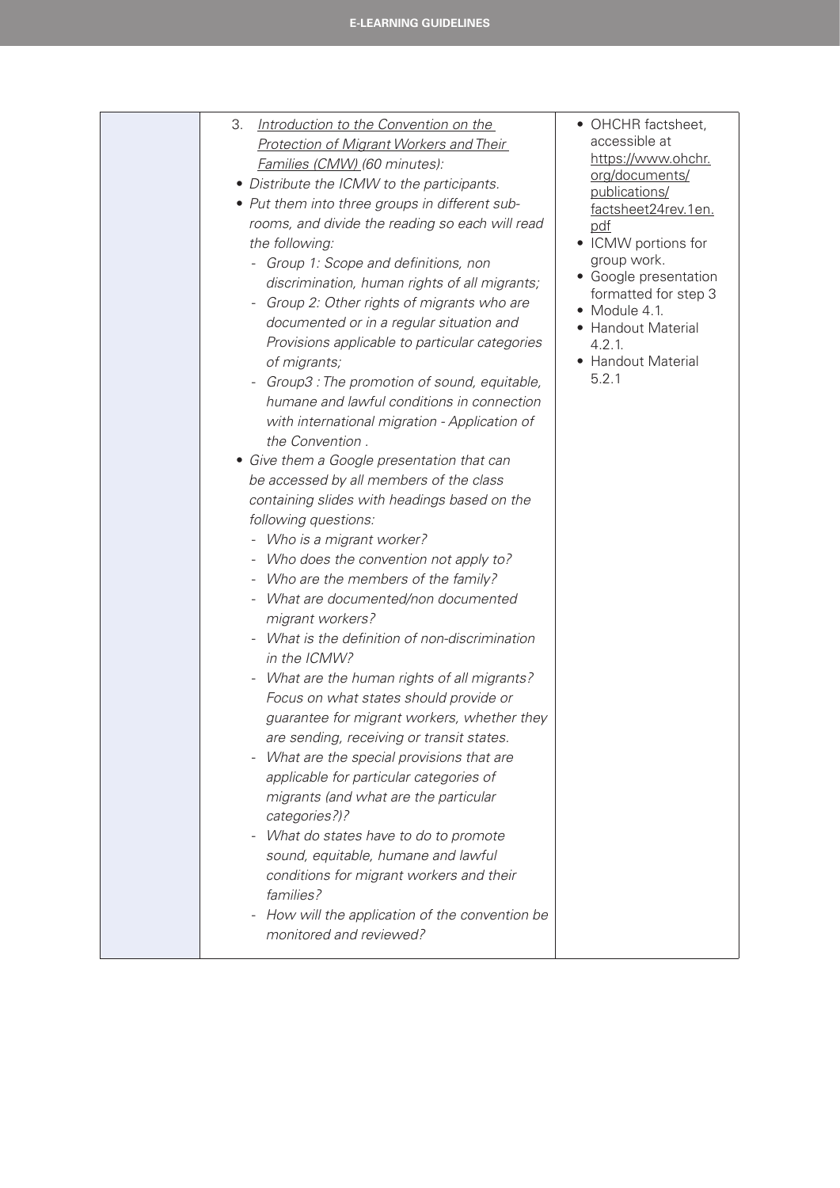| | | |
|---|---|---|
| | 3. *Introduction to the Convention on the Protection of Migrant Workers and Their Families (CMW) (60 minutes):*<br>• *Distribute the ICMW to the participants.*<br>• *Put them into three groups in different sub-rooms, and divide the reading so each will read the following:*<br>- *Group 1: Scope and definitions, non discrimination, human rights of all migrants;*<br>- *Group 2: Other rights of migrants who are documented or in a regular situation and Provisions applicable to particular categories of migrants;*<br>- *Group3 : The promotion of sound, equitable, humane and lawful conditions in connection with international migration - Application of the Convention .*<br>• *Give them a Google presentation that can be accessed by all members of the class containing slides with headings based on the following questions:*<br>- *Who is a migrant worker?*<br>- *Who does the convention not apply to?*<br>- *Who are the members of the family?*<br>- *What are documented/non documented migrant workers?*<br>- *What is the definition of non-discrimination in the ICMW?*<br>- *What are the human rights of all migrants? Focus on what states should provide or guarantee for migrant workers, whether they are sending, receiving or transit states.*<br>- *What are the special provisions that are applicable for particular categories of migrants (and what are the particular categories?)?*<br>- *What do states have to do to promote sound, equitable, humane and lawful conditions for migrant workers and their families?*<br>- *How will the application of the convention be monitored and reviewed?* | • OHCHR factsheet, accessible at https://www.ohchr.org/documents/publications/factsheet24rev.1en.pdf<br>• ICMW portions for group work.<br>• Google presentation formatted for step 3<br>• Module 4.1.<br>• Handout Material 4.2.1.<br>• Handout Material 5.2.1 |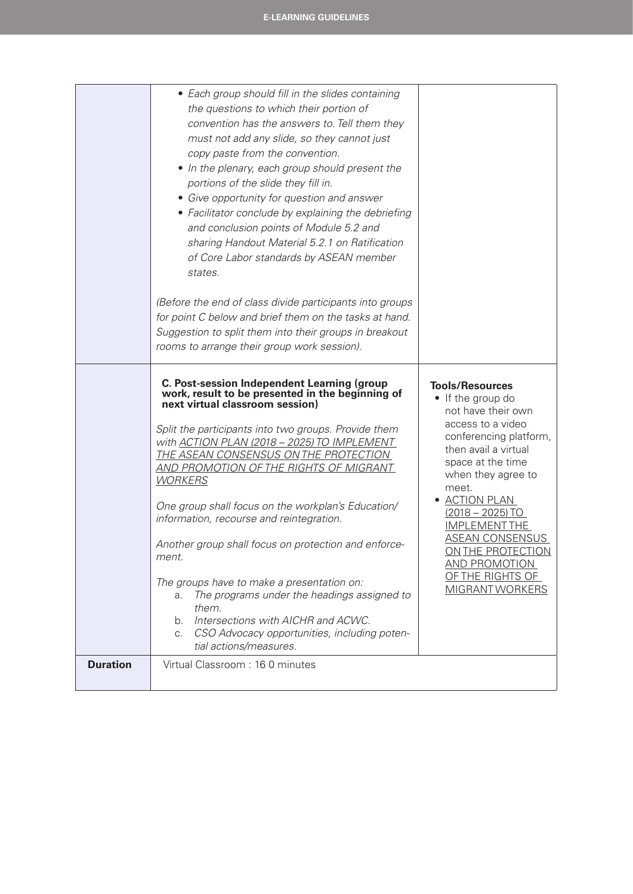| | | |
|---|---|---|
| | • *Each group should fill in the slides containing the questions to which their portion of convention has the answers to. Tell them they must not add any slide, so they cannot just copy paste from the convention.*<br>• *In the plenary, each group should present the portions of the slide they fill in.*<br>• *Give opportunity for question and answer*<br>• *Facilitator conclude by explaining the debriefing and conclusion points of Module 5.2 and sharing Handout Material 5.2.1 on Ratification of Core Labor standards by ASEAN member states.*<br><br>*(Before the end of class divide participants into groups for point C below and brief them on the tasks at hand. Suggestion to split them into their groups in breakout rooms to arrange their group work session).* | |
| | **C. Post-session Independent Learning (group work, result to be presented in the beginning of next virtual classroom session)**<br><br>*Split the participants into two groups. Provide them with ACTION PLAN (2018 – 2025) TO IMPLEMENT THE ASEAN CONSENSUS ON THE PROTECTION AND PROMOTION OF THE RIGHTS OF MIGRANT WORKERS*<br><br>*One group shall focus on the workplan's Education/information, recourse and reintegration.*<br><br>*Another group shall focus on protection and enforcement.*<br><br>*The groups have to make a presentation on:*<br>a. *The programs under the headings assigned to them.*<br>b. *Intersections with AICHR and ACWC.*<br>c. *CSO Advocacy opportunities, including potential actions/measures.* | **Tools/Resources**<br>• If the group do not have their own access to a video conferencing platform, then avail a virtual space at the time when they agree to meet.<br>• ACTION PLAN (2018 – 2025) TO IMPLEMENT THE ASEAN CONSENSUS ON THE PROTECTION AND PROMOTION OF THE RIGHTS OF MIGRANT WORKERS |
| **Duration** | Virtual Classroom : 16 0 minutes | |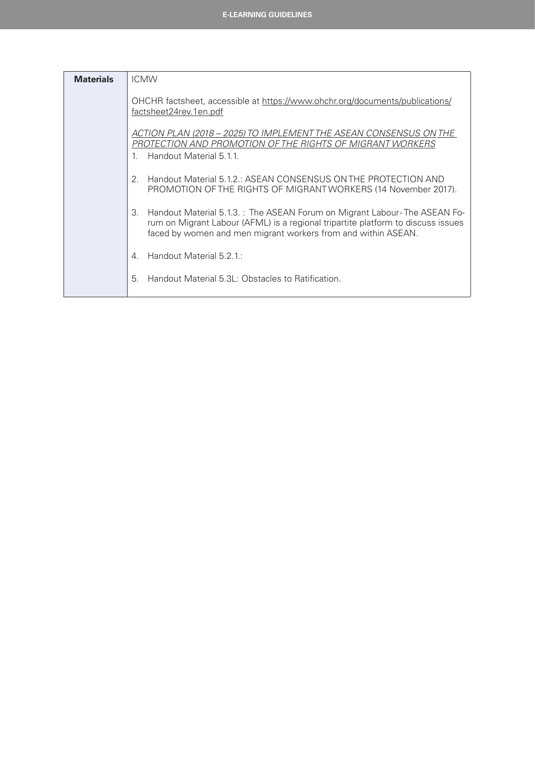| | |
|---|---|
| **Materials** | ICMW<br><br>OHCHR factsheet, accessible at https://www.ohchr.org/documents/publications/factsheet24rev.1en.pdf<br><br>*ACTION PLAN (2018 – 2025) TO IMPLEMENT THE ASEAN CONSENSUS ON THE PROTECTION AND PROMOTION OF THE RIGHTS OF MIGRANT WORKERS*<br>1. Handout Material 5.1.1.<br><br>2. Handout Material 5.1.2.: ASEAN CONSENSUS ON THE PROTECTION AND PROMOTION OF THE RIGHTS OF MIGRANT WORKERS (14 November 2017).<br><br>3. Handout Material 5.1.3. : The ASEAN Forum on Migrant Labour- The ASEAN Forum on Migrant Labour (AFML) is a regional tripartite platform to discuss issues faced by women and men migrant workers from and within ASEAN.<br><br>4. Handout Material 5.2.1.:<br><br>5. Handout Material 5.3L: Obstacles to Ratification. |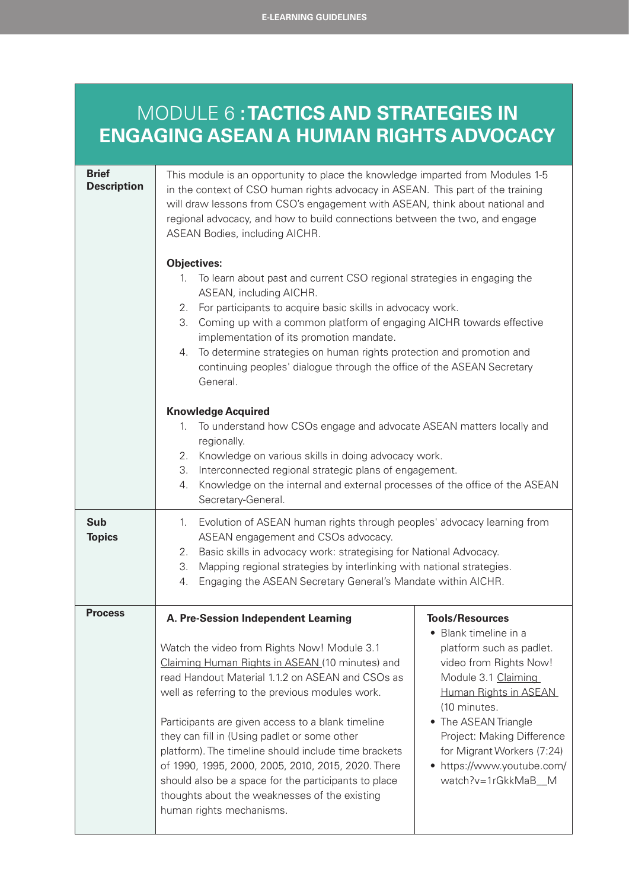# MODULE 6 : TACTICS AND STRATEGIES IN ENGAGING ASEAN A HUMAN RIGHTS ADVOCACY

| | |
|---|---|
| **Brief Description** | This module is an opportunity to place the knowledge imparted from Modules 1-5 in the context of CSO human rights advocacy in ASEAN. This part of the training will draw lessons from CSO's engagement with ASEAN, think about national and regional advocacy, and how to build connections between the two, and engage ASEAN Bodies, including AICHR.<br><br>**Objectives:**<br>1. To learn about past and current CSO regional strategies in engaging the ASEAN, including AICHR.<br>2. For participants to acquire basic skills in advocacy work.<br>3. Coming up with a common platform of engaging AICHR towards effective implementation of its promotion mandate.<br>4. To determine strategies on human rights protection and promotion and continuing peoples' dialogue through the office of the ASEAN Secretary General.<br><br>**Knowledge Acquired**<br>1. To understand how CSOs engage and advocate ASEAN matters locally and regionally.<br>2. Knowledge on various skills in doing advocacy work.<br>3. Interconnected regional strategic plans of engagement.<br>4. Knowledge on the internal and external processes of the office of the ASEAN Secretary-General. |
| **Sub Topics** | 1. Evolution of ASEAN human rights through peoples' advocacy learning from ASEAN engagement and CSOs advocacy.<br>2. Basic skills in advocacy work: strategising for National Advocacy.<br>3. Mapping regional strategies by interlinking with national strategies.<br>4. Engaging the ASEAN Secretary General's Mandate within AICHR. |

| **Process** | **A. Pre-Session Independent Learning** | **Tools/Resources** |
|---|---|---|
| | Watch the video from Rights Now! Module 3.1 Claiming Human Rights in ASEAN (10 minutes) and read Handout Material 1.1.2 on ASEAN and CSOs as well as referring to the previous modules work.<br><br>Participants are given access to a blank timeline they can fill in (Using padlet or some other platform). The timeline should include time brackets of 1990, 1995, 2000, 2005, 2010, 2015, 2020. There should also be a space for the participants to place thoughts about the weaknesses of the existing human rights mechanisms. | • Blank timeline in a platform such as padlet. video from Rights Now! Module 3.1 Claiming Human Rights in ASEAN (10 minutes.<br>• The ASEAN Triangle Project: Making Difference for Migrant Workers (7:24)<br>• https://www.youtube.com/watch?v=1rGkkMaB__M |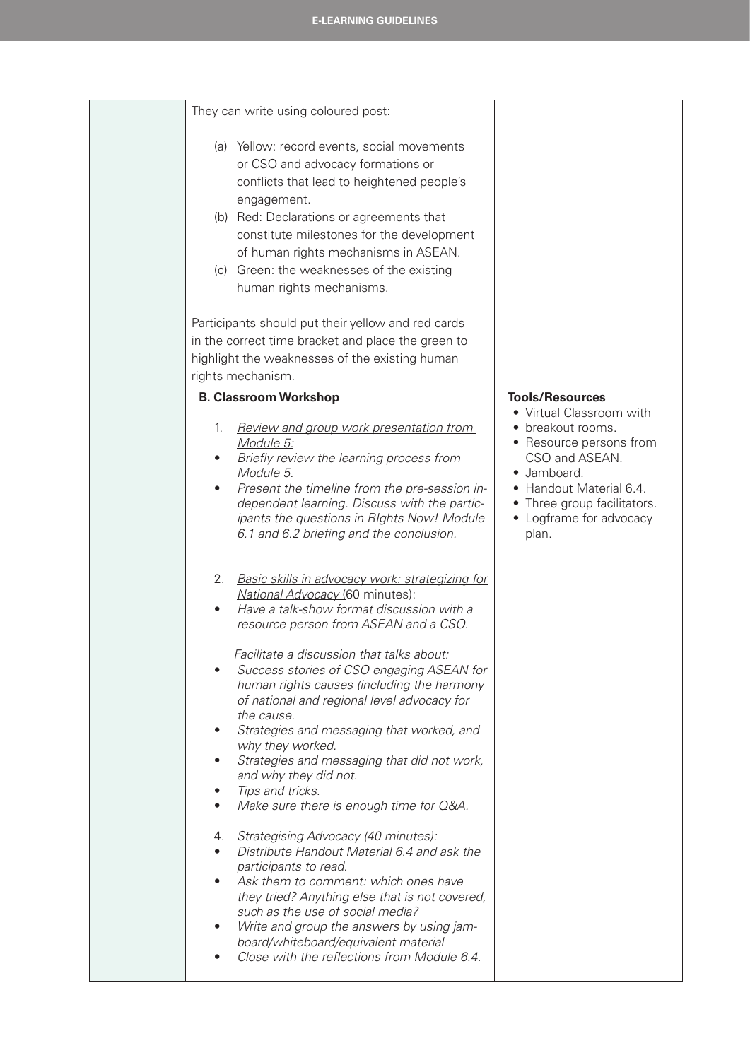| | | |
|---|---|---|
| | They can write using coloured post:<br><br>(a) Yellow: record events, social movements or CSO and advocacy formations or conflicts that lead to heightened people's engagement.<br>(b) Red: Declarations or agreements that constitute milestones for the development of human rights mechanisms in ASEAN.<br>(c) Green: the weaknesses of the existing human rights mechanisms.<br><br>Participants should put their yellow and red cards in the correct time bracket and place the green to highlight the weaknesses of the existing human rights mechanism. | |
| | **B. Classroom Workshop**<br><br>1. *Review and group work presentation from Module 5:*<br>• *Briefly review the learning process from Module 5.*<br>• *Present the timeline from the pre-session independent learning. Discuss with the participants the questions in RIghts Now! Module 6.1 and 6.2 briefing and the conclusion.*<br><br>2. *Basic skills in advocacy work: strategizing for National Advocacy* (60 minutes):<br>• *Have a talk-show format discussion with a resource person from ASEAN and a CSO.*<br><br>*Facilitate a discussion that talks about:*<br>• *Success stories of CSO engaging ASEAN for human rights causes (including the harmony of national and regional level advocacy for the cause.*<br>• *Strategies and messaging that worked, and why they worked.*<br>• *Strategies and messaging that did not work, and why they did not.*<br>• *Tips and tricks.*<br>• *Make sure there is enough time for Q&A.*<br><br>4. *Strategising Advocacy (40 minutes):*<br>• *Distribute Handout Material 6.4 and ask the participants to read.*<br>• *Ask them to comment: which ones have they tried? Anything else that is not covered, such as the use of social media?*<br>• *Write and group the answers by using jamboard/whiteboard/equivalent material*<br>• *Close with the reflections from Module 6.4.* | **Tools/Resources**<br>• Virtual Classroom with<br>• breakout rooms.<br>• Resource persons from CSO and ASEAN.<br>• Jamboard.<br>• Handout Material 6.4.<br>• Three group facilitators.<br>• Logframe for advocacy plan. |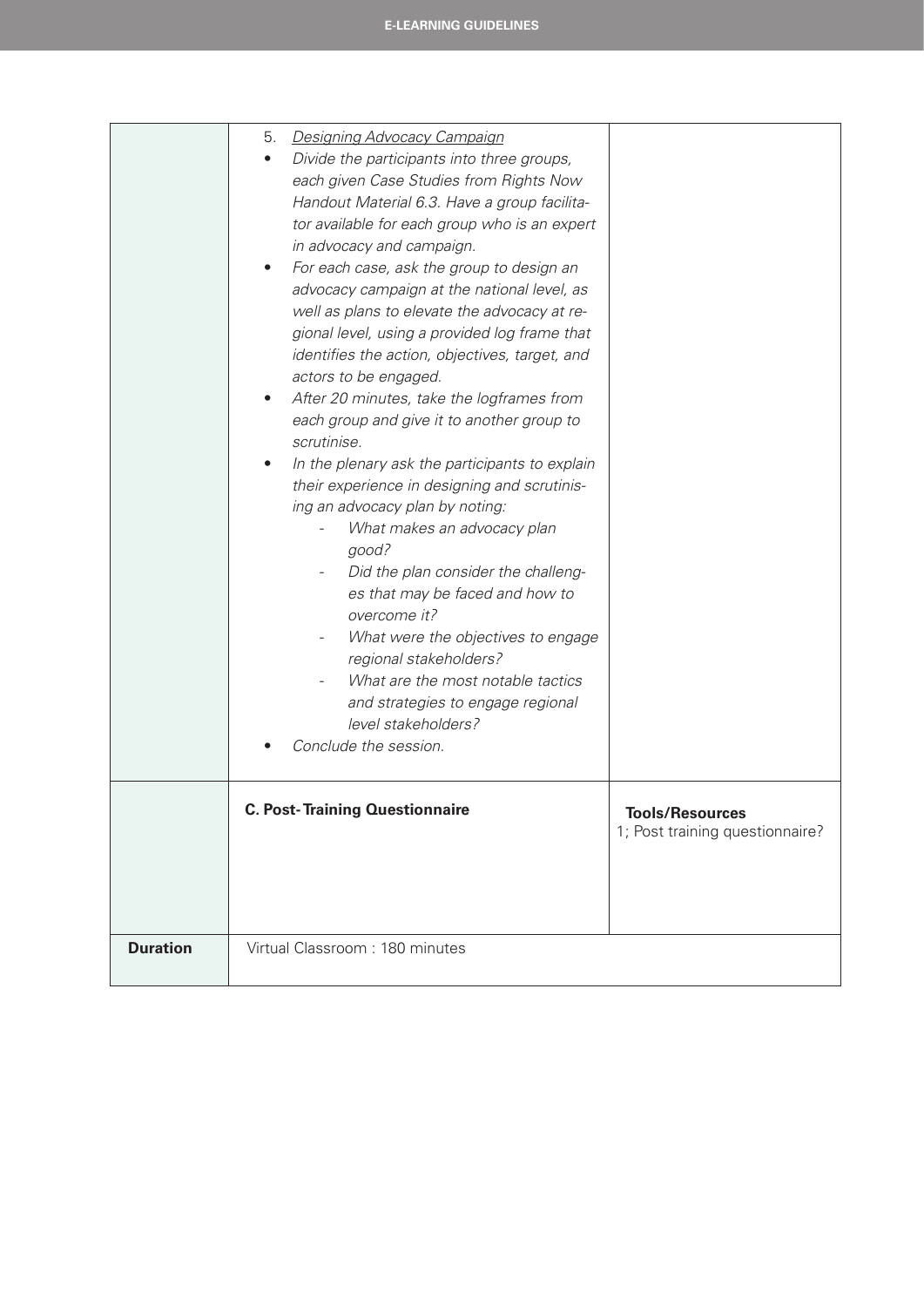| | | |
|---|---|---|
| | 5. <u>*Designing Advocacy Campaign*</u><br>• *Divide the participants into three groups, each given Case Studies from Rights Now Handout Material 6.3. Have a group facilitator available for each group who is an expert in advocacy and campaign.*<br>• *For each case, ask the group to design an advocacy campaign at the national level, as well as plans to elevate the advocacy at regional level, using a provided log frame that identifies the action, objectives, target, and actors to be engaged.*<br>• *After 20 minutes, take the logframes from each group and give it to another group to scrutinise.*<br>• *In the plenary ask the participants to explain their experience in designing and scrutinising an advocacy plan by noting:*<br>  - *What makes an advocacy plan good?*<br>  - *Did the plan consider the challenges that may be faced and how to overcome it?*<br>  - *What were the objectives to engage regional stakeholders?*<br>  - *What are the most notable tactics and strategies to engage regional level stakeholders?*<br>• *Conclude the session.* | |
| | **C. Post- Training Questionnaire** | **Tools/Resources**<br>1; Post training questionnaire? |
| **Duration** | Virtual Classroom : 180 minutes | |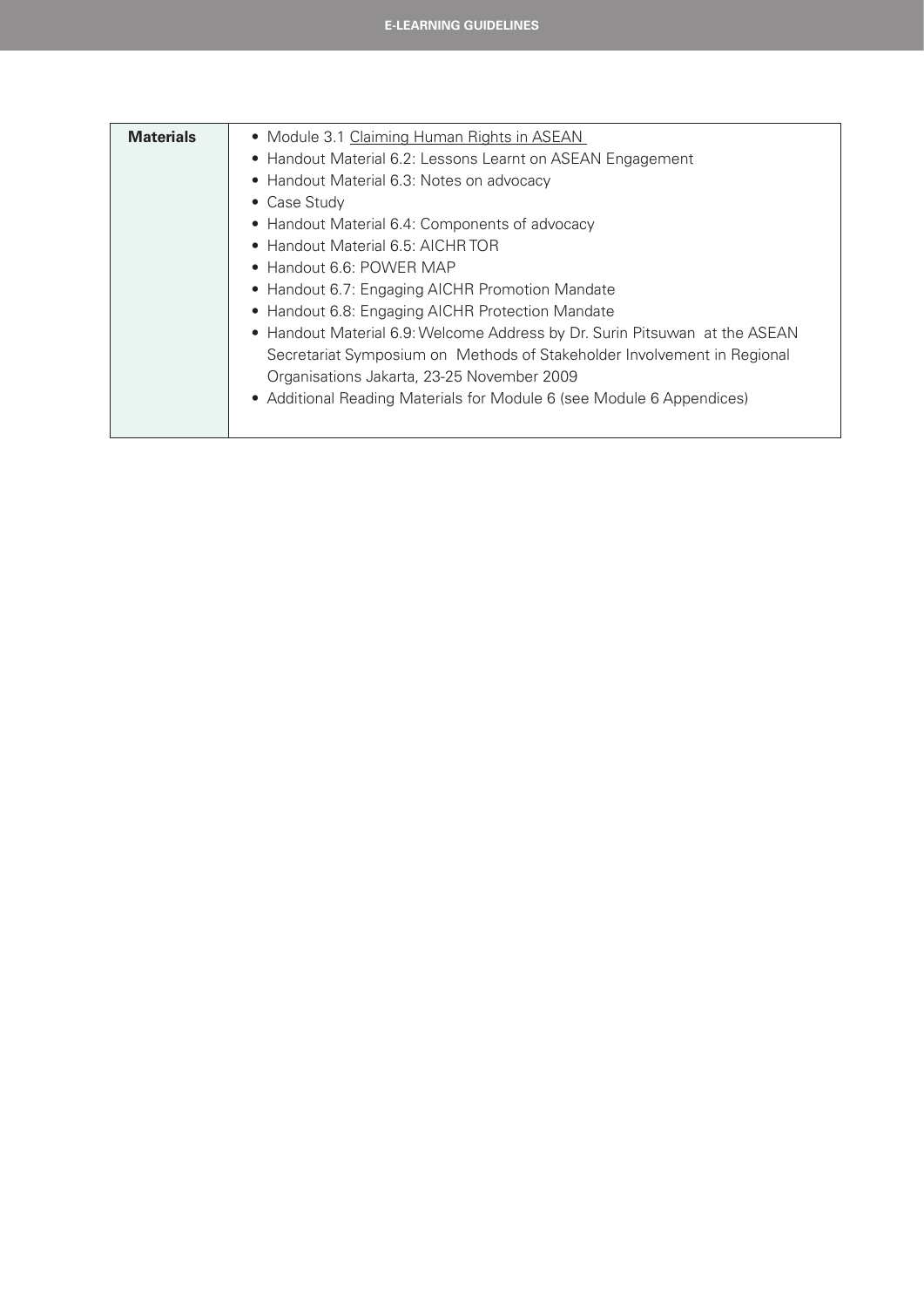| | |
|---|---|
| **Materials** | • Module 3.1 Claiming Human Rights in ASEAN<br>• Handout Material 6.2: Lessons Learnt on ASEAN Engagement<br>• Handout Material 6.3: Notes on advocacy<br>• Case Study<br>• Handout Material 6.4: Components of advocacy<br>• Handout Material 6.5: AICHR TOR<br>• Handout 6.6: POWER MAP<br>• Handout 6.7: Engaging AICHR Promotion Mandate<br>• Handout 6.8: Engaging AICHR Protection Mandate<br>• Handout Material 6.9: Welcome Address by Dr. Surin Pitsuwan at the ASEAN Secretariat Symposium on Methods of Stakeholder Involvement in Regional Organisations Jakarta, 23-25 November 2009<br>• Additional Reading Materials for Module 6 (see Module 6 Appendices) |